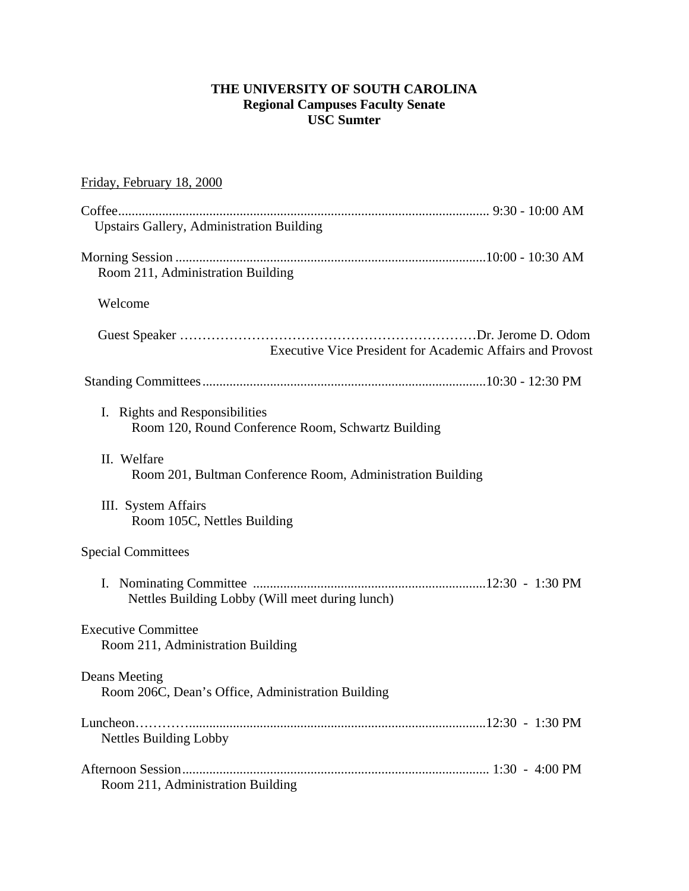**THE UNIVERSITY OF SOUTH CAROLINA**
**Regional Campuses Faculty Senate**
**USC Sumter**

Friday, February 18, 2000

Coffee............................................................................................................ 9:30 - 10:00 AM
Upstairs Gallery, Administration Building

Morning Session ..........................................................................................10:00 - 10:30 AM
Room 211, Administration Building

Welcome

Guest Speaker …………………………………………………………Dr. Jerome D. Odom
Executive Vice President for Academic Affairs and Provost

Standing Committees...................................................................................10:30 - 12:30 PM

I. Rights and Responsibilities
Room 120, Round Conference Room, Schwartz Building

II. Welfare
Room 201, Bultman Conference Room, Administration Building

III. System Affairs
Room 105C, Nettles Building

Special Committees

I. Nominating Committee ....................................................................12:30 - 1:30 PM
Nettles Building Lobby (Will meet during lunch)

Executive Committee
Room 211, Administration Building

Deans Meeting
Room 206C, Dean's Office, Administration Building

Luncheon……….........................................................................................12:30 - 1:30 PM
Nettles Building Lobby

Afternoon Session.......................................................................................... 1:30 - 4:00 PM
Room 211, Administration Building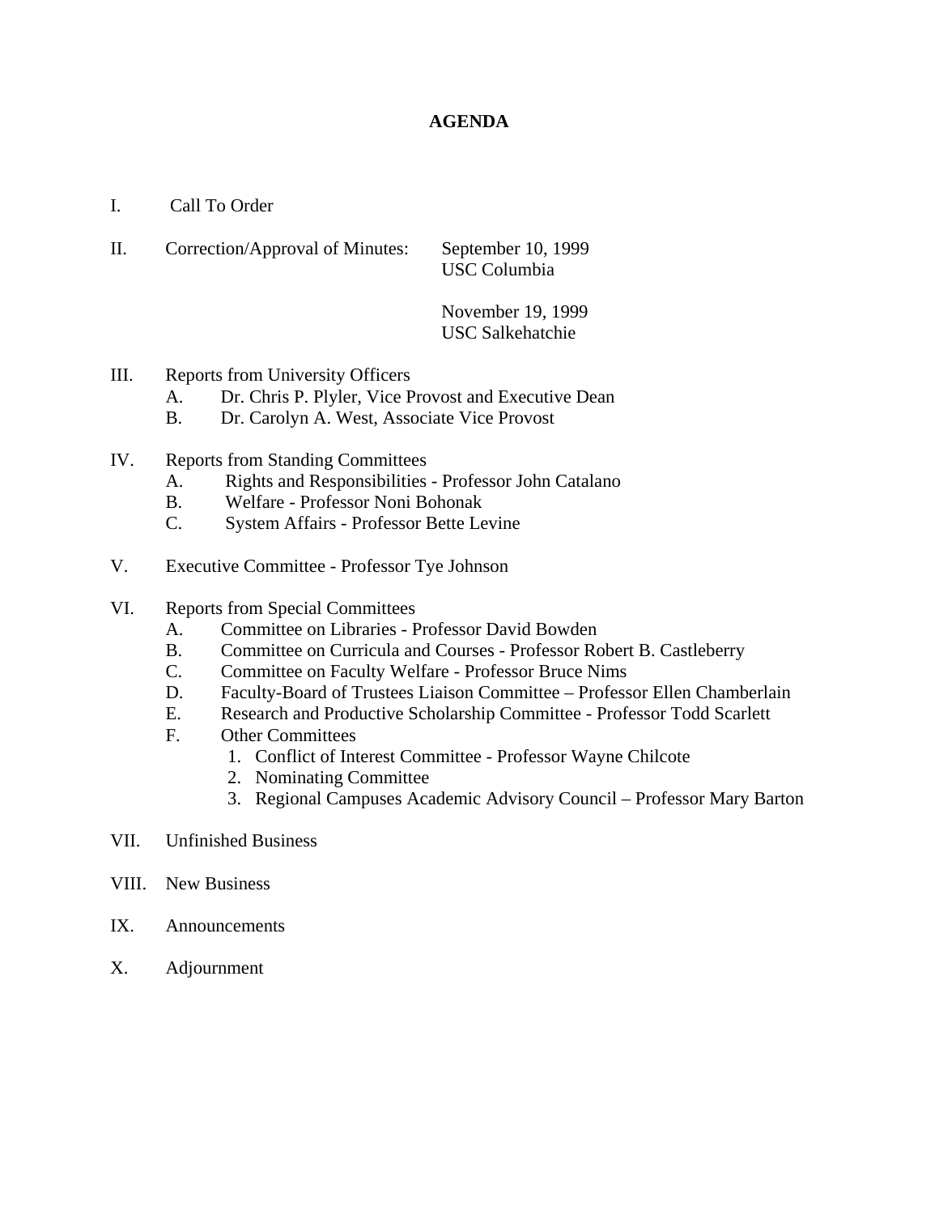# AGENDA

I. Call To Order

II. Correction/Approval of Minutes: September 10, 1999
USC Columbia

November 19, 1999
USC Salkehatchie

III. Reports from University Officers
   A. Dr. Chris P. Plyler, Vice Provost and Executive Dean
   B. Dr. Carolyn A. West, Associate Vice Provost

IV. Reports from Standing Committees
   A. Rights and Responsibilities - Professor John Catalano
   B. Welfare - Professor Noni Bohonak
   C. System Affairs - Professor Bette Levine

V. Executive Committee - Professor Tye Johnson

VI. Reports from Special Committees
   A. Committee on Libraries - Professor David Bowden
   B. Committee on Curricula and Courses - Professor Robert B. Castleberry
   C. Committee on Faculty Welfare - Professor Bruce Nims
   D. Faculty-Board of Trustees Liaison Committee – Professor Ellen Chamberlain
   E. Research and Productive Scholarship Committee - Professor Todd Scarlett
   F. Other Committees
      1. Conflict of Interest Committee - Professor Wayne Chilcote
      2. Nominating Committee
      3. Regional Campuses Academic Advisory Council – Professor Mary Barton

VII. Unfinished Business

VIII. New Business

IX. Announcements

X. Adjournment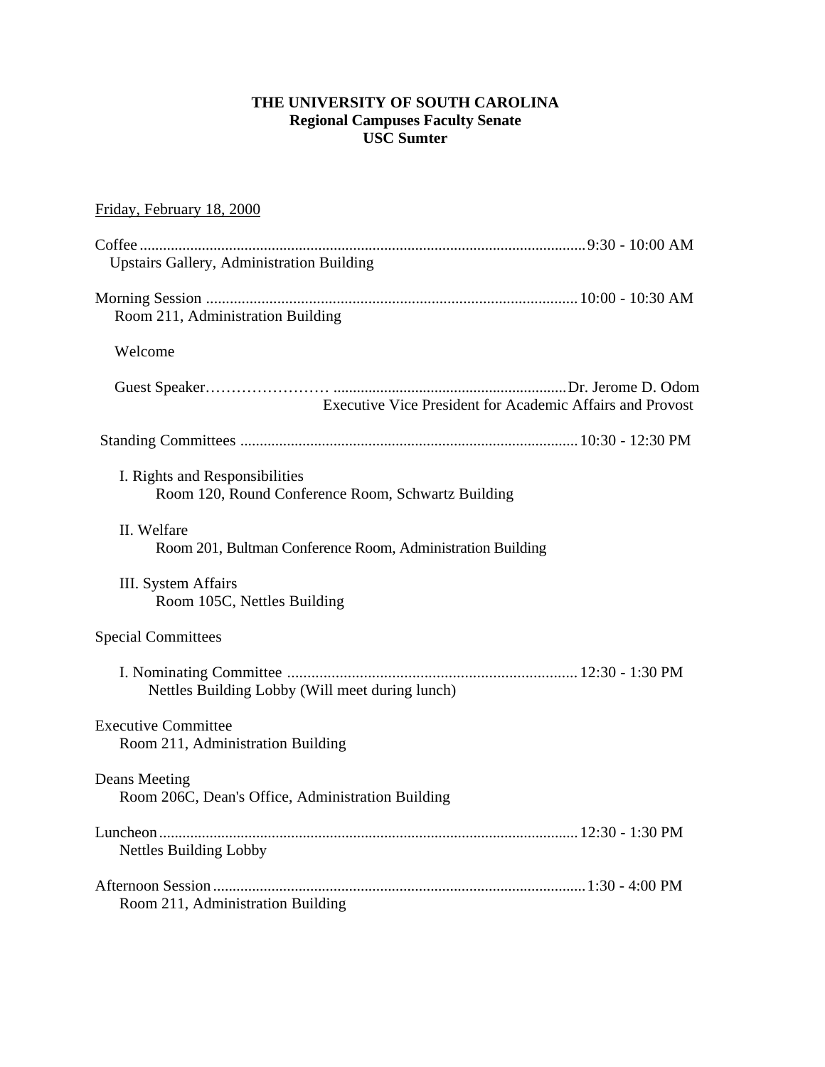**THE UNIVERSITY OF SOUTH CAROLINA**
**Regional Campuses Faculty Senate**
**USC Sumter**

Friday, February 18, 2000

Coffee .......................................................................................................... 9:30 - 10:00 AM
Upstairs Gallery, Administration Building

Morning Session .............................................................................................. 10:00 - 10:30 AM
Room 211, Administration Building

Welcome

Guest Speaker…………………… ........................................................... Dr. Jerome D. Odom
Executive Vice President for Academic Affairs and Provost

Standing Committees ...................................................................................... 10:30 - 12:30 PM

I. Rights and Responsibilities
Room 120, Round Conference Room, Schwartz Building

II. Welfare
Room 201, Bultman Conference Room, Administration Building

III. System Affairs
Room 105C, Nettles Building

Special Committees

I. Nominating Committee ........................................................................ 12:30 - 1:30 PM
Nettles Building Lobby (Will meet during lunch)

Executive Committee
Room 211, Administration Building

Deans Meeting
Room 206C, Dean's Office, Administration Building

Luncheon ........................................................................................................ 12:30 - 1:30 PM
Nettles Building Lobby

Afternoon Session ............................................................................................ 1:30 - 4:00 PM
Room 211, Administration Building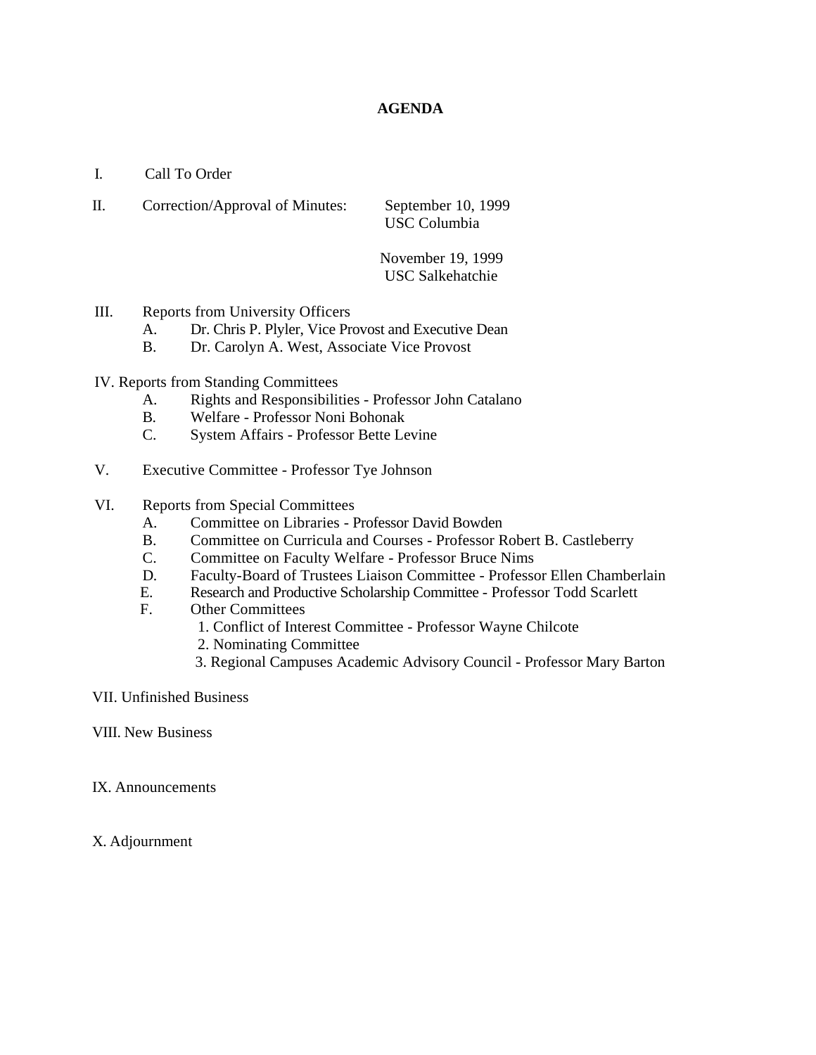# AGENDA

I. Call To Order

II. Correction/Approval of Minutes: September 10, 1999
USC Columbia

November 19, 1999
USC Salkehatchie

III. Reports from University Officers
   - A. Dr. Chris P. Plyler, Vice Provost and Executive Dean
   - B. Dr. Carolyn A. West, Associate Vice Provost

IV. Reports from Standing Committees
   - A. Rights and Responsibilities - Professor John Catalano
   - B. Welfare - Professor Noni Bohonak
   - C. System Affairs - Professor Bette Levine

V. Executive Committee - Professor Tye Johnson

VI. Reports from Special Committees
   - A. Committee on Libraries - Professor David Bowden
   - B. Committee on Curricula and Courses - Professor Robert B. Castleberry
   - C. Committee on Faculty Welfare - Professor Bruce Nims
   - D. Faculty-Board of Trustees Liaison Committee - Professor Ellen Chamberlain
   - E. Research and Productive Scholarship Committee - Professor Todd Scarlett
   - F. Other Committees
     1. Conflict of Interest Committee - Professor Wayne Chilcote
     2. Nominating Committee
     3. Regional Campuses Academic Advisory Council - Professor Mary Barton

VII. Unfinished Business

VIII. New Business

IX. Announcements

X. Adjournment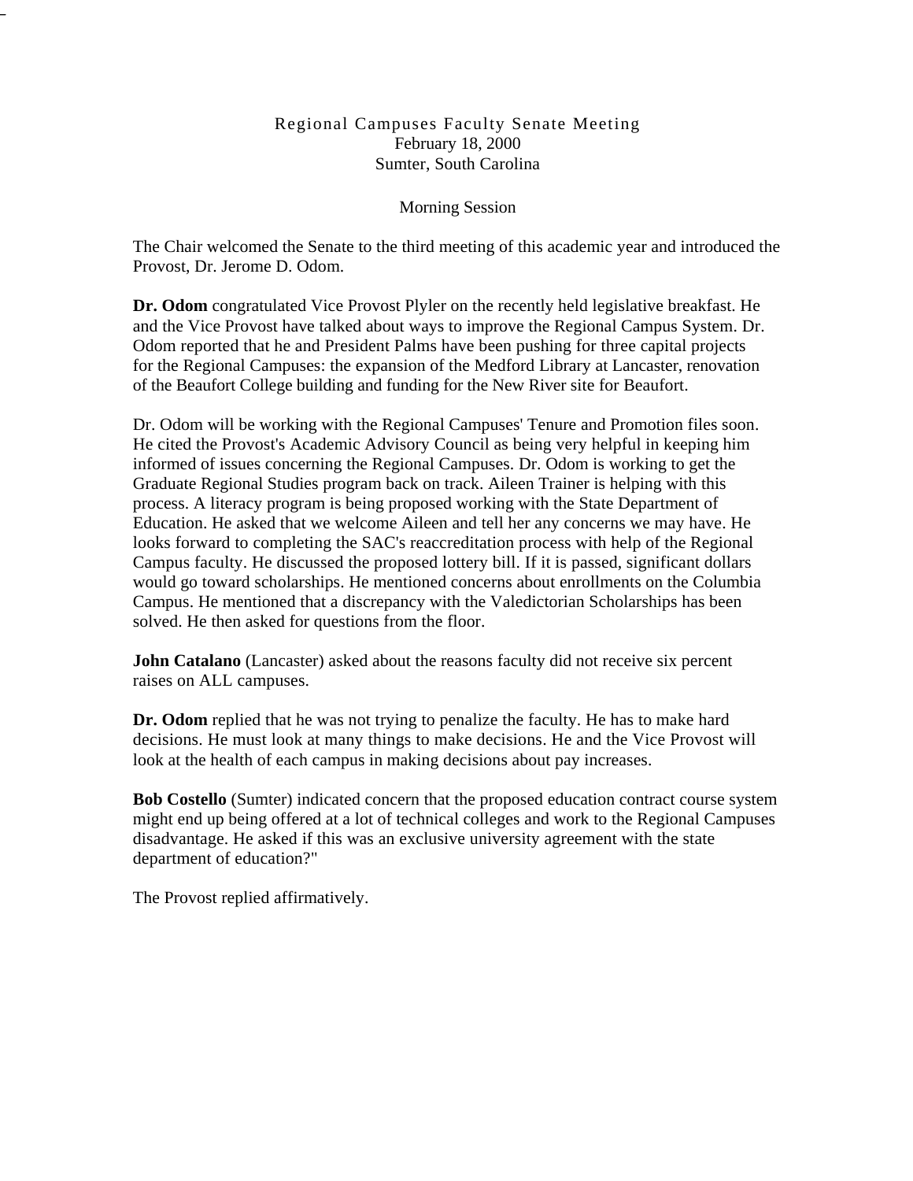# Regional Campuses Faculty Senate Meeting
February 18, 2000
Sumter, South Carolina

## Morning Session

The Chair welcomed the Senate to the third meeting of this academic year and introduced the Provost, Dr. Jerome D. Odom.

**Dr. Odom** congratulated Vice Provost Plyler on the recently held legislative breakfast. He and the Vice Provost have talked about ways to improve the Regional Campus System. Dr. Odom reported that he and President Palms have been pushing for three capital projects for the Regional Campuses: the expansion of the Medford Library at Lancaster, renovation of the Beaufort College building and funding for the New River site for Beaufort.

Dr. Odom will be working with the Regional Campuses' Tenure and Promotion files soon. He cited the Provost's Academic Advisory Council as being very helpful in keeping him informed of issues concerning the Regional Campuses. Dr. Odom is working to get the Graduate Regional Studies program back on track. Aileen Trainer is helping with this process. A literacy program is being proposed working with the State Department of Education. He asked that we welcome Aileen and tell her any concerns we may have. He looks forward to completing the SAC's reaccreditation process with help of the Regional Campus faculty. He discussed the proposed lottery bill. If it is passed, significant dollars would go toward scholarships. He mentioned concerns about enrollments on the Columbia Campus. He mentioned that a discrepancy with the Valedictorian Scholarships has been solved. He then asked for questions from the floor.

**John Catalano** (Lancaster) asked about the reasons faculty did not receive six percent raises on ALL campuses.

**Dr. Odom** replied that he was not trying to penalize the faculty. He has to make hard decisions. He must look at many things to make decisions. He and the Vice Provost will look at the health of each campus in making decisions about pay increases.

**Bob Costello** (Sumter) indicated concern that the proposed education contract course system might end up being offered at a lot of technical colleges and work to the Regional Campuses disadvantage. He asked if this was an exclusive university agreement with the state department of education?"

The Provost replied affirmatively.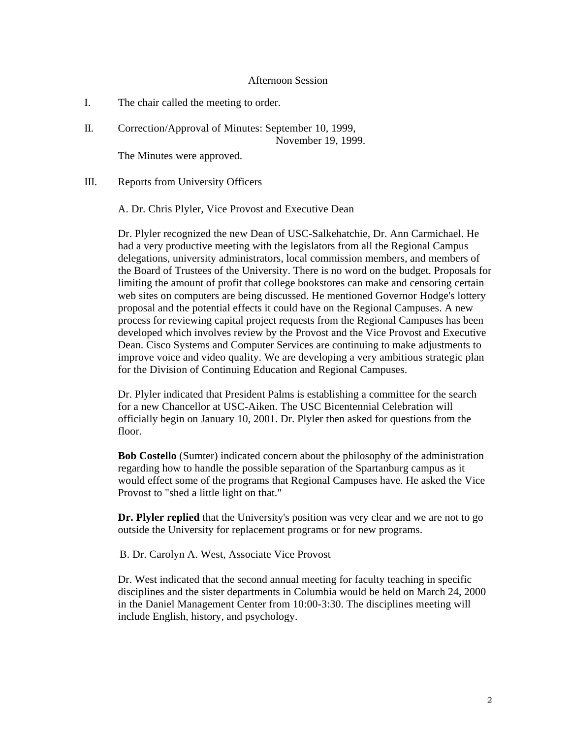Afternoon Session

I. The chair called the meeting to order.

II. Correction/Approval of Minutes: September 10, 1999,
November 19, 1999.

The Minutes were approved.

III. Reports from University Officers

A. Dr. Chris Plyler, Vice Provost and Executive Dean

Dr. Plyler recognized the new Dean of USC-Salkehatchie, Dr. Ann Carmichael. He had a very productive meeting with the legislators from all the Regional Campus delegations, university administrators, local commission members, and members of the Board of Trustees of the University. There is no word on the budget. Proposals for limiting the amount of profit that college bookstores can make and censoring certain web sites on computers are being discussed. He mentioned Governor Hodge's lottery proposal and the potential effects it could have on the Regional Campuses. A new process for reviewing capital project requests from the Regional Campuses has been developed which involves review by the Provost and the Vice Provost and Executive Dean. Cisco Systems and Computer Services are continuing to make adjustments to improve voice and video quality. We are developing a very ambitious strategic plan for the Division of Continuing Education and Regional Campuses.

Dr. Plyler indicated that President Palms is establishing a committee for the search for a new Chancellor at USC-Aiken. The USC Bicentennial Celebration will officially begin on January 10, 2001. Dr. Plyler then asked for questions from the floor.

**Bob Costello** (Sumter) indicated concern about the philosophy of the administration regarding how to handle the possible separation of the Spartanburg campus as it would effect some of the programs that Regional Campuses have. He asked the Vice Provost to "shed a little light on that."

**Dr. Plyler replied** that the University's position was very clear and we are not to go outside the University for replacement programs or for new programs.

B. Dr. Carolyn A. West, Associate Vice Provost

Dr. West indicated that the second annual meeting for faculty teaching in specific disciplines and the sister departments in Columbia would be held on March 24, 2000 in the Daniel Management Center from 10:00-3:30. The disciplines meeting will include English, history, and psychology.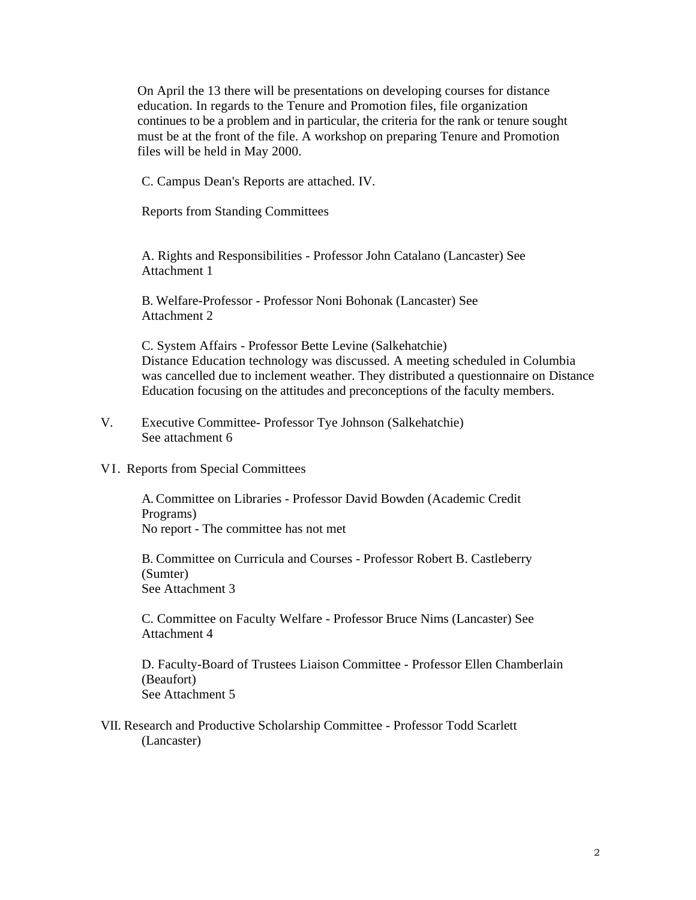On April the 13 there will be presentations on developing courses for distance education. In regards to the Tenure and Promotion files, file organization continues to be a problem and in particular, the criteria for the rank or tenure sought must be at the front of the file. A workshop on preparing Tenure and Promotion files will be held in May 2000.

C. Campus Dean's Reports are attached. IV.

Reports from Standing Committees

A. Rights and Responsibilities - Professor John Catalano (Lancaster) See Attachment 1

B. Welfare-Professor - Professor Noni Bohonak (Lancaster) See Attachment 2

C. System Affairs - Professor Bette Levine (Salkehatchie)
Distance Education technology was discussed. A meeting scheduled in Columbia was cancelled due to inclement weather. They distributed a questionnaire on Distance Education focusing on the attitudes and preconceptions of the faculty members.

V. Executive Committee- Professor Tye Johnson (Salkehatchie)
See attachment 6

VI. Reports from Special Committees

A. Committee on Libraries - Professor David Bowden (Academic Credit Programs)
No report - The committee has not met

B. Committee on Curricula and Courses - Professor Robert B. Castleberry (Sumter)
See Attachment 3

C. Committee on Faculty Welfare - Professor Bruce Nims (Lancaster) See Attachment 4

D. Faculty-Board of Trustees Liaison Committee - Professor Ellen Chamberlain (Beaufort)
See Attachment 5

VII. Research and Productive Scholarship Committee - Professor Todd Scarlett (Lancaster)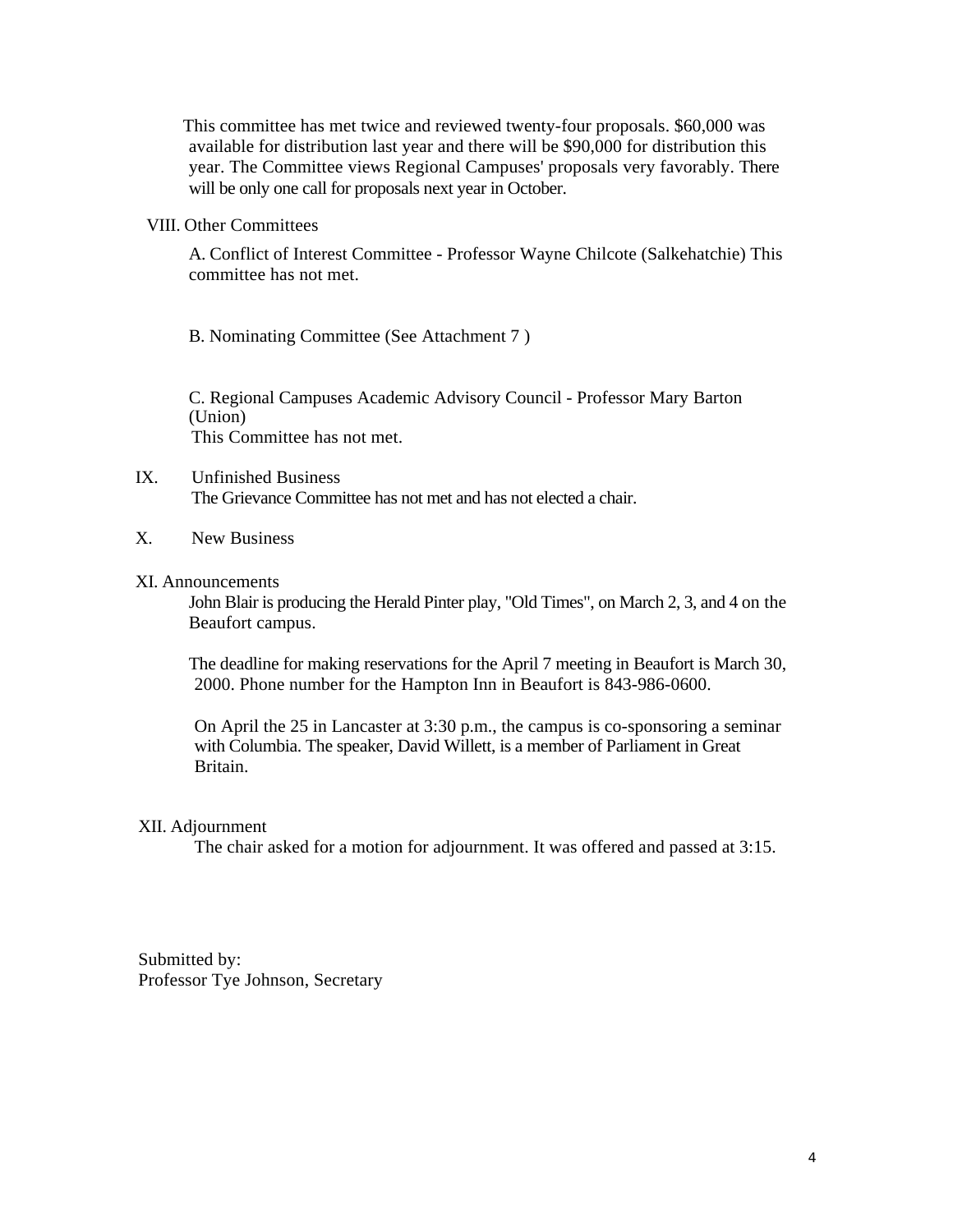This committee has met twice and reviewed twenty-four proposals. $60,000 was available for distribution last year and there will be $90,000 for distribution this year. The Committee views Regional Campuses' proposals very favorably. There will be only one call for proposals next year in October.

VIII. Other Committees

A. Conflict of Interest Committee - Professor Wayne Chilcote (Salkehatchie) This committee has not met.

B. Nominating Committee (See Attachment 7 )

C. Regional Campuses Academic Advisory Council - Professor Mary Barton (Union)
This Committee has not met.

IX. Unfinished Business
The Grievance Committee has not met and has not elected a chair.

X. New Business

XI. Announcements

John Blair is producing the Herald Pinter play, "Old Times", on March 2, 3, and 4 on the Beaufort campus.

The deadline for making reservations for the April 7 meeting in Beaufort is March 30, 2000. Phone number for the Hampton Inn in Beaufort is 843-986-0600.

On April the 25 in Lancaster at 3:30 p.m., the campus is co-sponsoring a seminar with Columbia. The speaker, David Willett, is a member of Parliament in Great Britain.

XII. Adjournment
The chair asked for a motion for adjournment. It was offered and passed at 3:15.

Submitted by:
Professor Tye Johnson, Secretary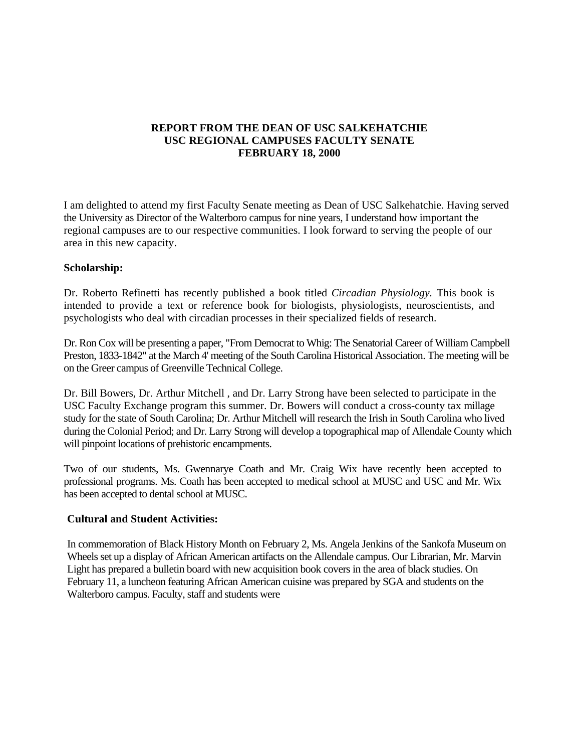**REPORT FROM THE DEAN OF USC SALKEHATCHIE**
**USC REGIONAL CAMPUSES FACULTY SENATE**
**FEBRUARY 18, 2000**

I am delighted to attend my first Faculty Senate meeting as Dean of USC Salkehatchie. Having served the University as Director of the Walterboro campus for nine years, I understand how important the regional campuses are to our respective communities. I look forward to serving the people of our area in this new capacity.

**Scholarship:**

Dr. Roberto Refinetti has recently published a book titled *Circadian Physiology.* This book is intended to provide a text or reference book for biologists, physiologists, neuroscientists, and psychologists who deal with circadian processes in their specialized fields of research.

Dr. Ron Cox will be presenting a paper, "From Democrat to Whig: The Senatorial Career of William Campbell Preston, 1833-1842" at the March 4' meeting of the South Carolina Historical Association. The meeting will be on the Greer campus of Greenville Technical College.

Dr. Bill Bowers, Dr. Arthur Mitchell , and Dr. Larry Strong have been selected to participate in the USC Faculty Exchange program this summer. Dr. Bowers will conduct a cross-county tax millage study for the state of South Carolina; Dr. Arthur Mitchell will research the Irish in South Carolina who lived during the Colonial Period; and Dr. Larry Strong will develop a topographical map of Allendale County which will pinpoint locations of prehistoric encampments.

Two of our students, Ms. Gwennarye Coath and Mr. Craig Wix have recently been accepted to professional programs. Ms. Coath has been accepted to medical school at MUSC and USC and Mr. Wix has been accepted to dental school at MUSC.

**Cultural and Student Activities:**

In commemoration of Black History Month on February 2, Ms. Angela Jenkins of the Sankofa Museum on Wheels set up a display of African American artifacts on the Allendale campus. Our Librarian, Mr. Marvin Light has prepared a bulletin board with new acquisition book covers in the area of black studies. On February 11, a luncheon featuring African American cuisine was prepared by SGA and students on the Walterboro campus. Faculty, staff and students were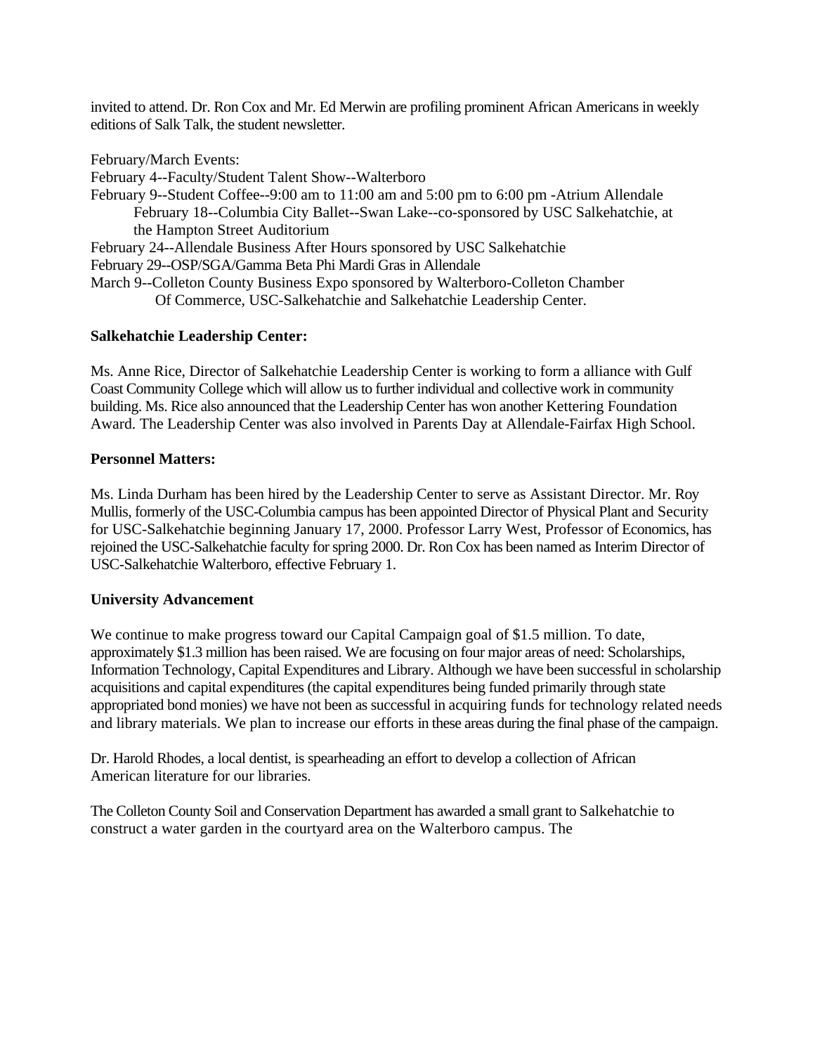invited to attend. Dr. Ron Cox and Mr. Ed Merwin are profiling prominent African Americans in weekly editions of Salk Talk, the student newsletter.

February/March Events:
February 4--Faculty/Student Talent Show--Walterboro
February 9--Student Coffee--9:00 am to 11:00 am and 5:00 pm to 6:00 pm -Atrium Allendale
February 18--Columbia City Ballet--Swan Lake--co-sponsored by USC Salkehatchie, at the Hampton Street Auditorium
February 24--Allendale Business After Hours sponsored by USC Salkehatchie
February 29--OSP/SGA/Gamma Beta Phi Mardi Gras in Allendale
March 9--Colleton County Business Expo sponsored by Walterboro-Colleton Chamber Of Commerce, USC-Salkehatchie and Salkehatchie Leadership Center.

**Salkehatchie Leadership Center:**

Ms. Anne Rice, Director of Salkehatchie Leadership Center is working to form a alliance with Gulf Coast Community College which will allow us to further individual and collective work in community building. Ms. Rice also announced that the Leadership Center has won another Kettering Foundation Award. The Leadership Center was also involved in Parents Day at Allendale-Fairfax High School.

**Personnel Matters:**

Ms. Linda Durham has been hired by the Leadership Center to serve as Assistant Director. Mr. Roy Mullis, formerly of the USC-Columbia campus has been appointed Director of Physical Plant and Security for USC-Salkehatchie beginning January 17, 2000. Professor Larry West, Professor of Economics, has rejoined the USC-Salkehatchie faculty for spring 2000. Dr. Ron Cox has been named as Interim Director of USC-Salkehatchie Walterboro, effective February 1.

**University Advancement**

We continue to make progress toward our Capital Campaign goal of $1.5 million. To date, approximately $1.3 million has been raised. We are focusing on four major areas of need: Scholarships, Information Technology, Capital Expenditures and Library. Although we have been successful in scholarship acquisitions and capital expenditures (the capital expenditures being funded primarily through state appropriated bond monies) we have not been as successful in acquiring funds for technology related needs and library materials. We plan to increase our efforts in these areas during the final phase of the campaign.

Dr. Harold Rhodes, a local dentist, is spearheading an effort to develop a collection of African American literature for our libraries.

The Colleton County Soil and Conservation Department has awarded a small grant to Salkehatchie to construct a water garden in the courtyard area on the Walterboro campus. The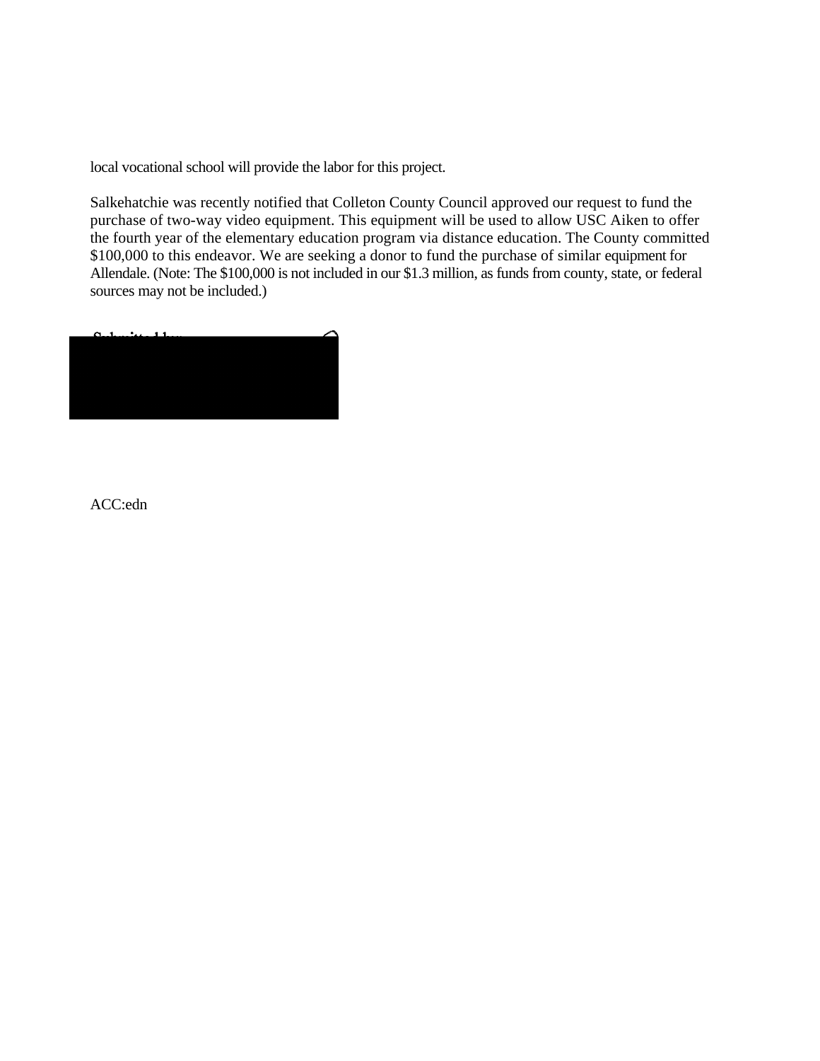local vocational school will provide the labor for this project.

Salkehatchie was recently notified that Colleton County Council approved our request to fund the purchase of two-way video equipment. This equipment will be used to allow USC Aiken to offer the fourth year of the elementary education program via distance education. The County committed $100,000 to this endeavor. We are seeking a donor to fund the purchase of similar equipment for Allendale. (Note: The $100,000 is not included in our $1.3 million, as funds from county, state, or federal sources may not be included.)

Submitted by:

ACC:edn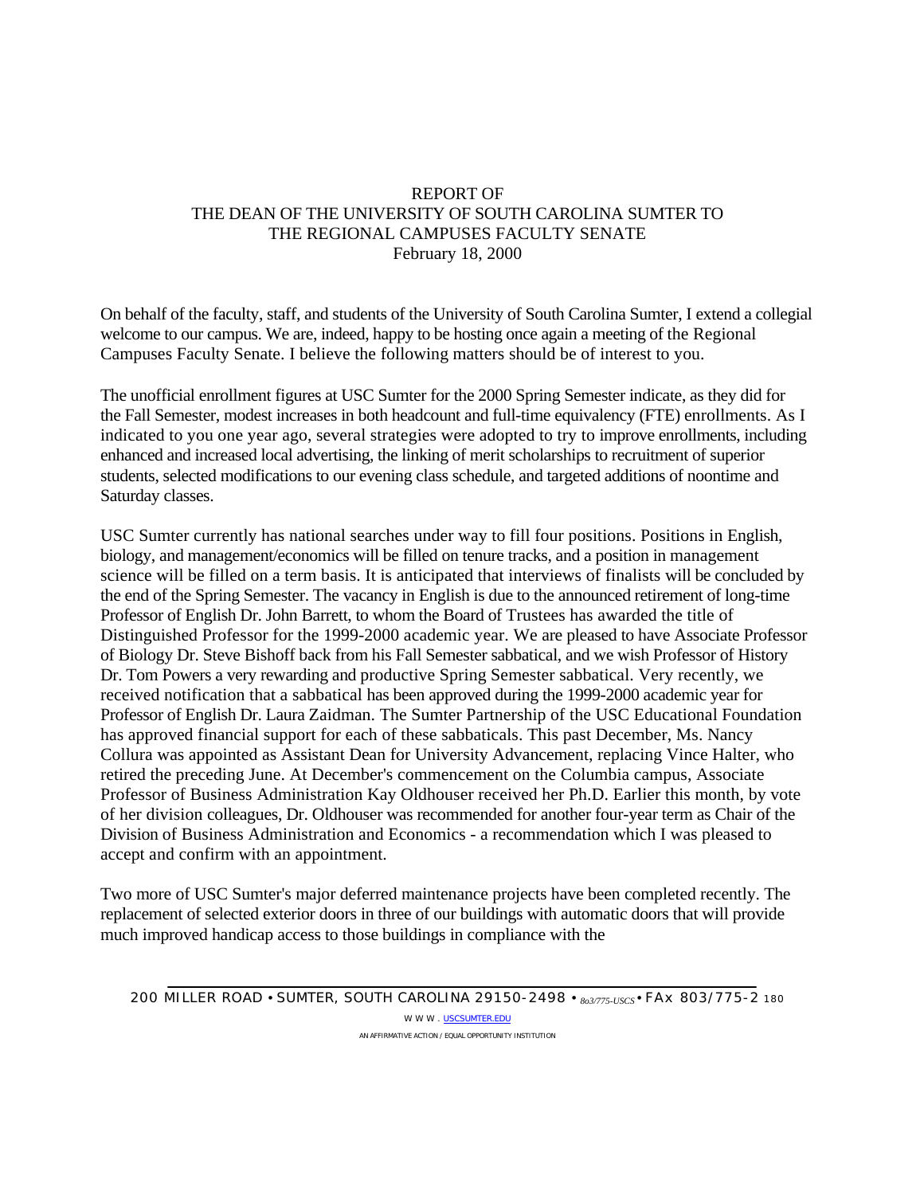REPORT OF
THE DEAN OF THE UNIVERSITY OF SOUTH CAROLINA SUMTER TO
THE REGIONAL CAMPUSES FACULTY SENATE
February 18, 2000

On behalf of the faculty, staff, and students of the University of South Carolina Sumter, I extend a collegial welcome to our campus. We are, indeed, happy to be hosting once again a meeting of the Regional Campuses Faculty Senate. I believe the following matters should be of interest to you.

The unofficial enrollment figures at USC Sumter for the 2000 Spring Semester indicate, as they did for the Fall Semester, modest increases in both headcount and full-time equivalency (FTE) enrollments. As I indicated to you one year ago, several strategies were adopted to try to improve enrollments, including enhanced and increased local advertising, the linking of merit scholarships to recruitment of superior students, selected modifications to our evening class schedule, and targeted additions of noontime and Saturday classes.

USC Sumter currently has national searches under way to fill four positions. Positions in English, biology, and management/economics will be filled on tenure tracks, and a position in management science will be filled on a term basis. It is anticipated that interviews of finalists will be concluded by the end of the Spring Semester. The vacancy in English is due to the announced retirement of long-time Professor of English Dr. John Barrett, to whom the Board of Trustees has awarded the title of Distinguished Professor for the 1999-2000 academic year. We are pleased to have Associate Professor of Biology Dr. Steve Bishoff back from his Fall Semester sabbatical, and we wish Professor of History Dr. Tom Powers a very rewarding and productive Spring Semester sabbatical. Very recently, we received notification that a sabbatical has been approved during the 1999-2000 academic year for Professor of English Dr. Laura Zaidman. The Sumter Partnership of the USC Educational Foundation has approved financial support for each of these sabbaticals. This past December, Ms. Nancy Collura was appointed as Assistant Dean for University Advancement, replacing Vince Halter, who retired the preceding June. At December's commencement on the Columbia campus, Associate Professor of Business Administration Kay Oldhouser received her Ph.D. Earlier this month, by vote of her division colleagues, Dr. Oldhouser was recommended for another four-year term as Chair of the Division of Business Administration and Economics - a recommendation which I was pleased to accept and confirm with an appointment.

Two more of USC Sumter's major deferred maintenance projects have been completed recently. The replacement of selected exterior doors in three of our buildings with automatic doors that will provide much improved handicap access to those buildings in compliance with the

200 MILLER ROAD • SUMTER, SOUTH CAROLINA 29150-2498 • 803/775-USCS • FAX 803/775-2180
WWW.USCSUMTER.EDU
AN AFFIRMATIVE ACTION / EQUAL OPPORTUNITY INSTITUTION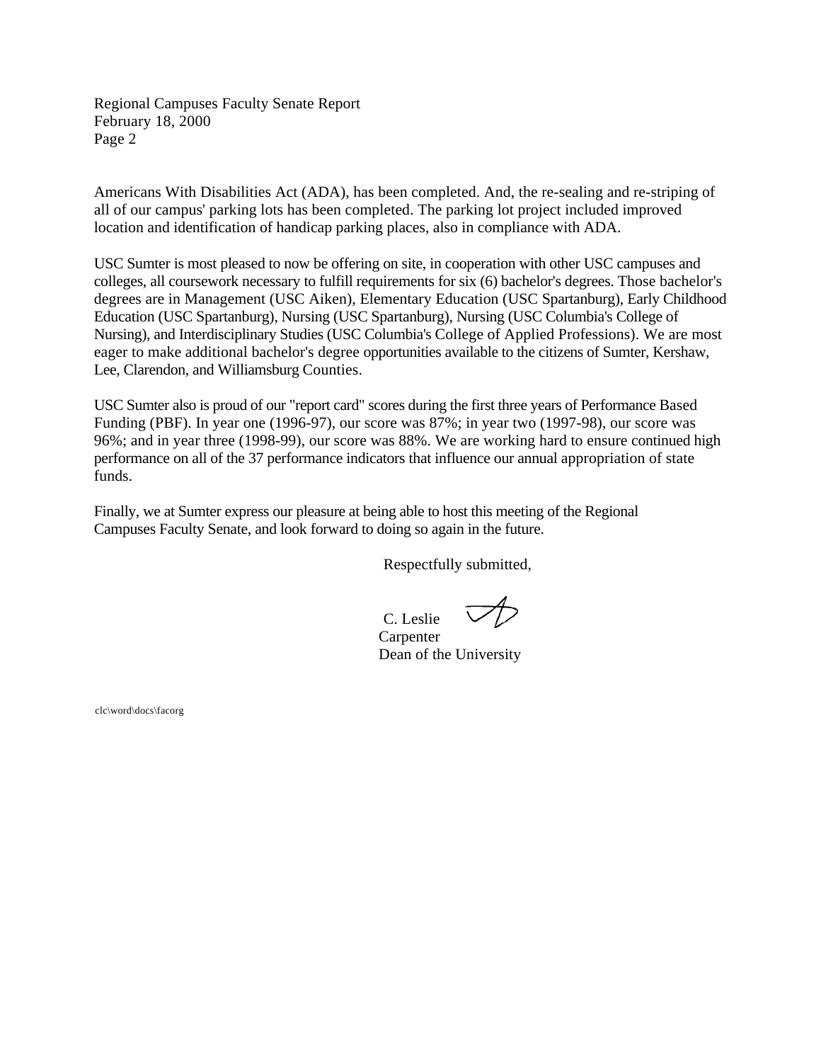Americans With Disabilities Act (ADA), has been completed. And, the re-sealing and re-striping of all of our campus' parking lots has been completed. The parking lot project included improved location and identification of handicap parking places, also in compliance with ADA.

USC Sumter is most pleased to now be offering on site, in cooperation with other USC campuses and colleges, all coursework necessary to fulfill requirements for six (6) bachelor's degrees. Those bachelor's degrees are in Management (USC Aiken), Elementary Education (USC Spartanburg), Early Childhood Education (USC Spartanburg), Nursing (USC Spartanburg), Nursing (USC Columbia's College of Nursing), and Interdisciplinary Studies (USC Columbia's College of Applied Professions). We are most eager to make additional bachelor's degree opportunities available to the citizens of Sumter, Kershaw, Lee, Clarendon, and Williamsburg Counties.

USC Sumter also is proud of our "report card" scores during the first three years of Performance Based Funding (PBF). In year one (1996-97), our score was 87%; in year two (1997-98), our score was 96%; and in year three (1998-99), our score was 88%. We are working hard to ensure continued high performance on all of the 37 performance indicators that influence our annual appropriation of state funds.

Finally, we at Sumter express our pleasure at being able to host this meeting of the Regional Campuses Faculty Senate, and look forward to doing so again in the future.

Respectfully submitted,

C. Leslie Carpenter
Dean of the University

clc\word\docs\facorg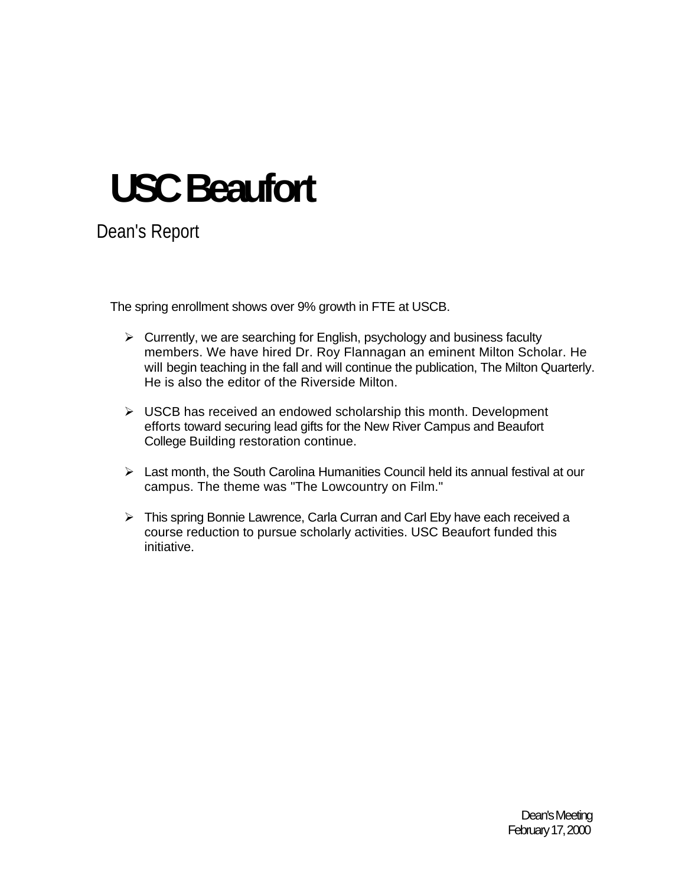# USC Beaufort

## Dean's Report

The spring enrollment shows over 9% growth in FTE at USCB.

- Currently, we are searching for English, psychology and business faculty members. We have hired Dr. Roy Flannagan an eminent Milton Scholar. He will begin teaching in the fall and will continue the publication, The Milton Quarterly. He is also the editor of the Riverside Milton.
- USCB has received an endowed scholarship this month. Development efforts toward securing lead gifts for the New River Campus and Beaufort College Building restoration continue.
- Last month, the South Carolina Humanities Council held its annual festival at our campus. The theme was "The Lowcountry on Film."
- This spring Bonnie Lawrence, Carla Curran and Carl Eby have each received a course reduction to pursue scholarly activities. USC Beaufort funded this initiative.

Dean's Meeting
February 17, 2000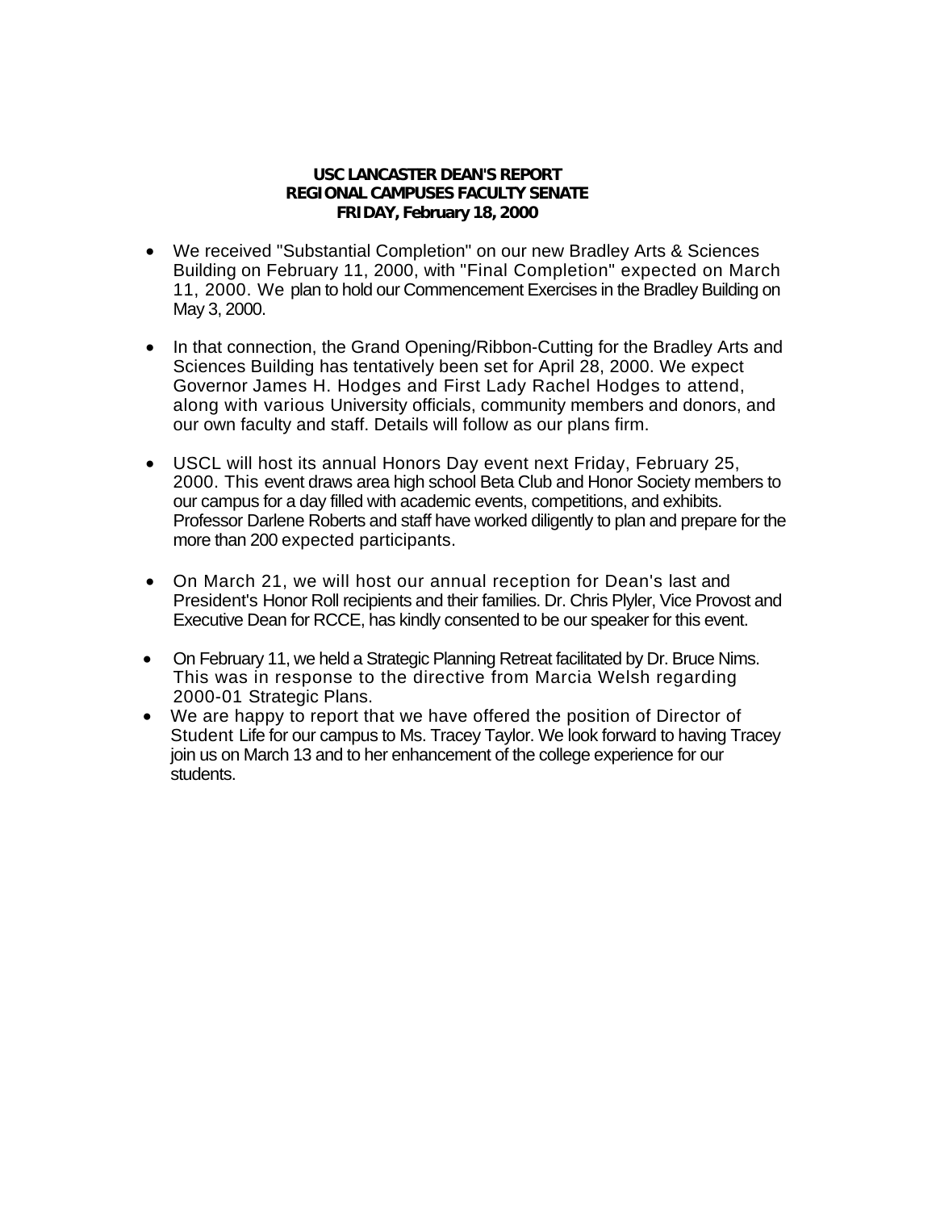**USC LANCASTER DEAN'S REPORT**
**REGIONAL CAMPUSES FACULTY SENATE**
**FRIDAY, February 18, 2000**

- We received "Substantial Completion" on our new Bradley Arts & Sciences Building on February 11, 2000, with "Final Completion" expected on March 11, 2000. We plan to hold our Commencement Exercises in the Bradley Building on May 3, 2000.
- In that connection, the Grand Opening/Ribbon-Cutting for the Bradley Arts and Sciences Building has tentatively been set for April 28, 2000. We expect Governor James H. Hodges and First Lady Rachel Hodges to attend, along with various University officials, community members and donors, and our own faculty and staff. Details will follow as our plans firm.
- USCL will host its annual Honors Day event next Friday, February 25, 2000. This event draws area high school Beta Club and Honor Society members to our campus for a day filled with academic events, competitions, and exhibits. Professor Darlene Roberts and staff have worked diligently to plan and prepare for the more than 200 expected participants.
- On March 21, we will host our annual reception for Dean's last and President's Honor Roll recipients and their families. Dr. Chris Plyler, Vice Provost and Executive Dean for RCCE, has kindly consented to be our speaker for this event.
- On February 11, we held a Strategic Planning Retreat facilitated by Dr. Bruce Nims. This was in response to the directive from Marcia Welsh regarding 2000-01 Strategic Plans.
- We are happy to report that we have offered the position of Director of Student Life for our campus to Ms. Tracey Taylor. We look forward to having Tracey join us on March 13 and to her enhancement of the college experience for our students.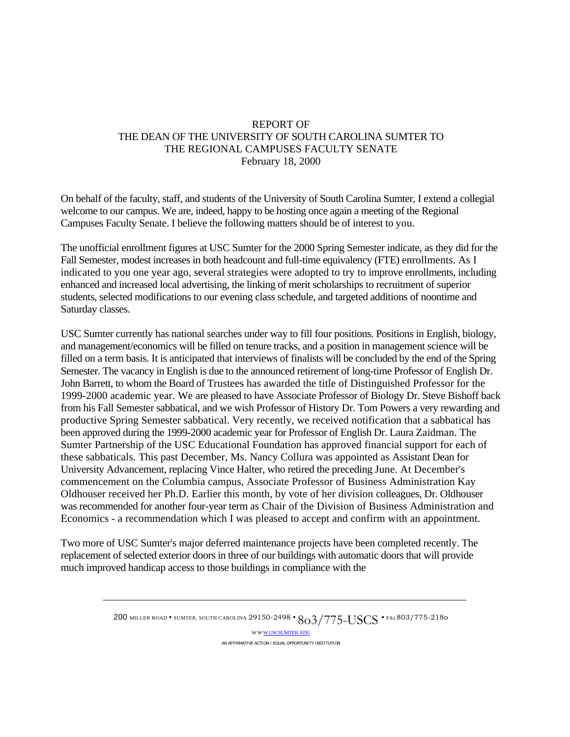REPORT OF
THE DEAN OF THE UNIVERSITY OF SOUTH CAROLINA SUMTER TO
THE REGIONAL CAMPUSES FACULTY SENATE
February 18, 2000

On behalf of the faculty, staff, and students of the University of South Carolina Sumter, I extend a collegial welcome to our campus. We are, indeed, happy to be hosting once again a meeting of the Regional Campuses Faculty Senate. I believe the following matters should be of interest to you.

The unofficial enrollment figures at USC Sumter for the 2000 Spring Semester indicate, as they did for the Fall Semester, modest increases in both headcount and full-time equivalency (FTE) enrollments. As I indicated to you one year ago, several strategies were adopted to try to improve enrollments, including enhanced and increased local advertising, the linking of merit scholarships to recruitment of superior students, selected modifications to our evening class schedule, and targeted additions of noontime and Saturday classes.

USC Sumter currently has national searches under way to fill four positions. Positions in English, biology, and management/economics will be filled on tenure tracks, and a position in management science will be filled on a term basis. It is anticipated that interviews of finalists will be concluded by the end of the Spring Semester. The vacancy in English is due to the announced retirement of long-time Professor of English Dr. John Barrett, to whom the Board of Trustees has awarded the title of Distinguished Professor for the 1999-2000 academic year. We are pleased to have Associate Professor of Biology Dr. Steve Bishoff back from his Fall Semester sabbatical, and we wish Professor of History Dr. Tom Powers a very rewarding and productive Spring Semester sabbatical. Very recently, we received notification that a sabbatical has been approved during the 1999-2000 academic year for Professor of English Dr. Laura Zaidman. The Sumter Partnership of the USC Educational Foundation has approved financial support for each of these sabbaticals. This past December, Ms. Nancy Collura was appointed as Assistant Dean for University Advancement, replacing Vince Halter, who retired the preceding June. At December's commencement on the Columbia campus, Associate Professor of Business Administration Kay Oldhouser received her Ph.D. Earlier this month, by vote of her division colleagues, Dr. Oldhouser was recommended for another four-year term as Chair of the Division of Business Administration and Economics - a recommendation which I was pleased to accept and confirm with an appointment.

Two more of USC Sumter's major deferred maintenance projects have been completed recently. The replacement of selected exterior doors in three of our buildings with automatic doors that will provide much improved handicap access to those buildings in compliance with the

200 MILLER ROAD • SUMTER, SOUTH CAROLINA 29150-2498 • 803/775-USCS • FAX 803/775-2180

WWW.USCSUMTER.EDU

AN AFFIRMATIVE ACTION / EQUAL OPPORTUNITY INSTITUTION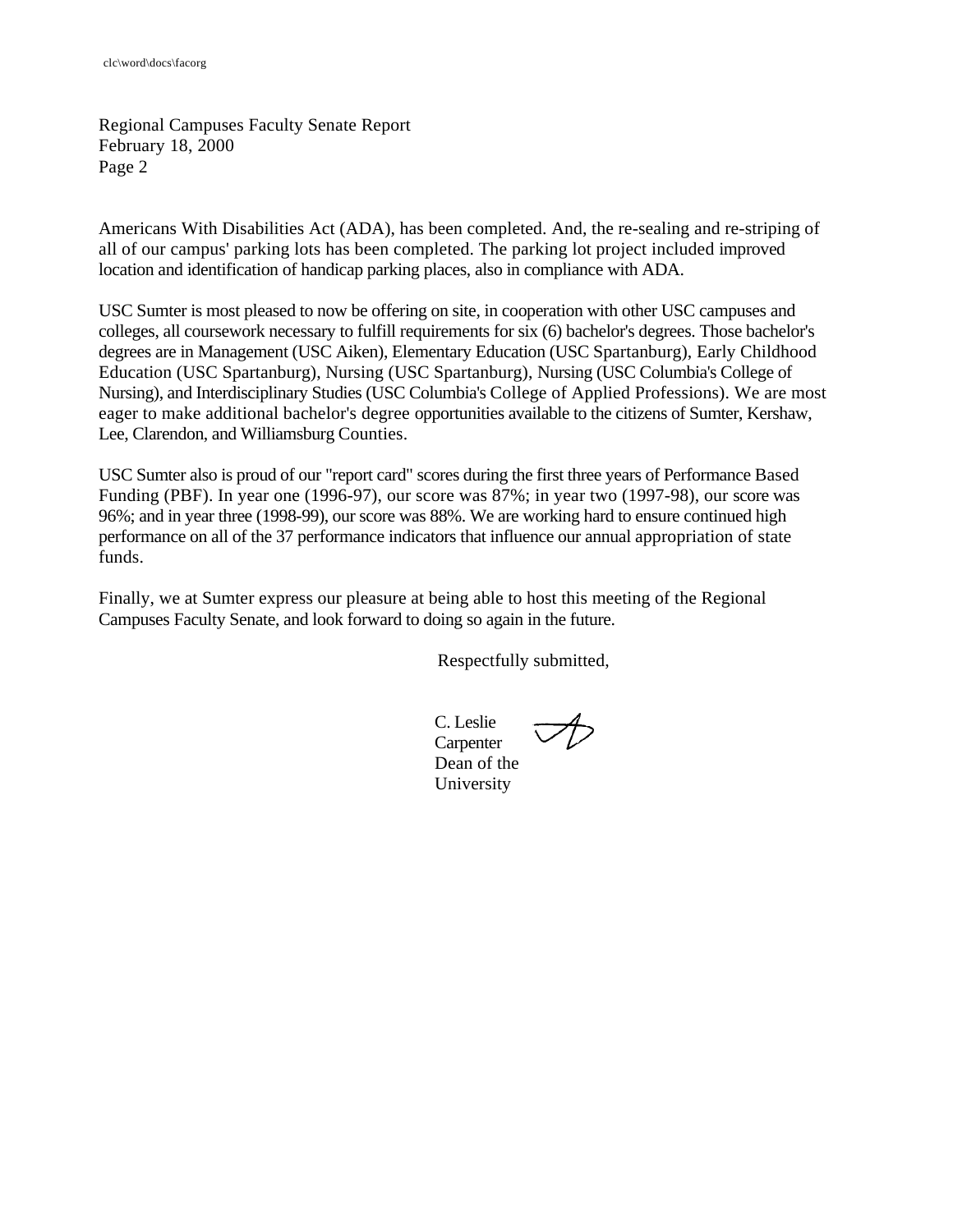Americans With Disabilities Act (ADA), has been completed. And, the re-sealing and re-striping of all of our campus' parking lots has been completed. The parking lot project included improved location and identification of handicap parking places, also in compliance with ADA.

USC Sumter is most pleased to now be offering on site, in cooperation with other USC campuses and colleges, all coursework necessary to fulfill requirements for six (6) bachelor's degrees. Those bachelor's degrees are in Management (USC Aiken), Elementary Education (USC Spartanburg), Early Childhood Education (USC Spartanburg), Nursing (USC Spartanburg), Nursing (USC Columbia's College of Nursing), and Interdisciplinary Studies (USC Columbia's College of Applied Professions). We are most eager to make additional bachelor's degree opportunities available to the citizens of Sumter, Kershaw, Lee, Clarendon, and Williamsburg Counties.

USC Sumter also is proud of our "report card" scores during the first three years of Performance Based Funding (PBF). In year one (1996-97), our score was 87%; in year two (1997-98), our score was 96%; and in year three (1998-99), our score was 88%. We are working hard to ensure continued high performance on all of the 37 performance indicators that influence our annual appropriation of state funds.

Finally, we at Sumter express our pleasure at being able to host this meeting of the Regional Campuses Faculty Senate, and look forward to doing so again in the future.

Respectfully submitted,

C. Leslie Carpenter
Dean of the University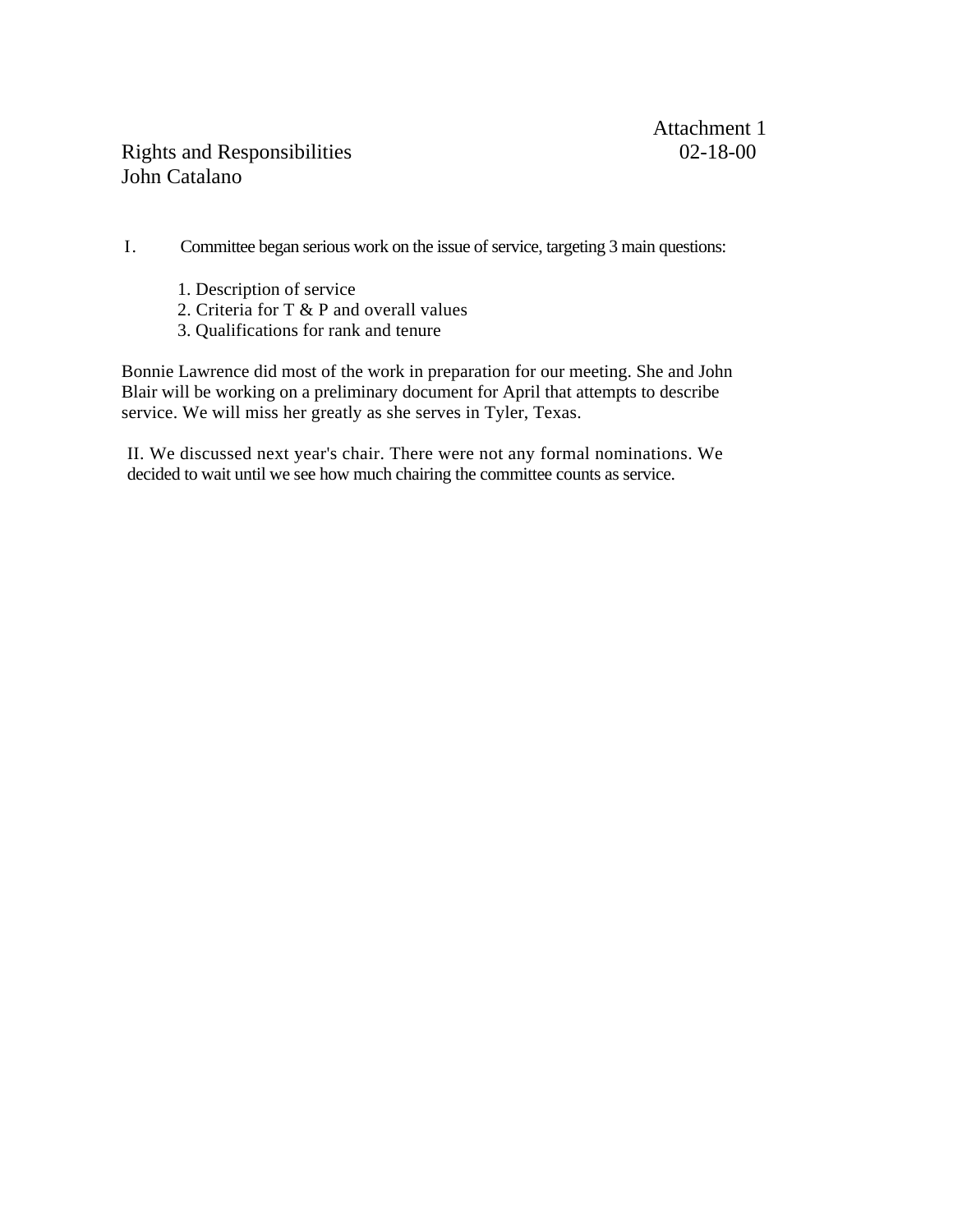Attachment 1

Rights and Responsibilities 02-18-00

John Catalano

I. Committee began serious work on the issue of service, targeting 3 main questions:

1. Description of service
2. Criteria for T & P and overall values
3. Qualifications for rank and tenure

Bonnie Lawrence did most of the work in preparation for our meeting. She and John Blair will be working on a preliminary document for April that attempts to describe service. We will miss her greatly as she serves in Tyler, Texas.

II. We discussed next year's chair. There were not any formal nominations. We decided to wait until we see how much chairing the committee counts as service.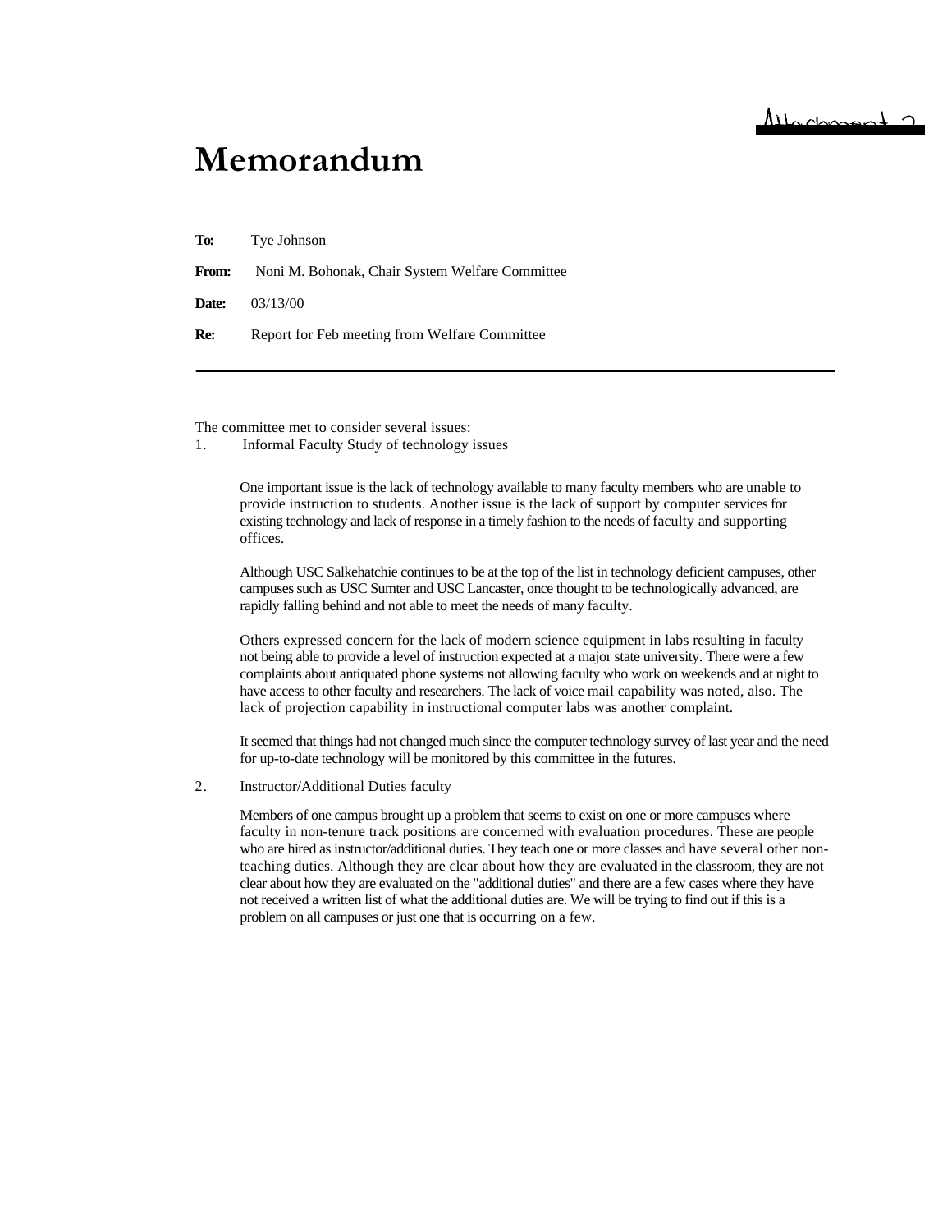Attachment 2

# Memorandum

**To:** Tye Johnson

**From:** Noni M. Bohonak, Chair System Welfare Committee

**Date:** 03/13/00

**Re:** Report for Feb meeting from Welfare Committee

---

The committee met to consider several issues:

1. Informal Faculty Study of technology issues

   One important issue is the lack of technology available to many faculty members who are unable to provide instruction to students. Another issue is the lack of support by computer services for existing technology and lack of response in a timely fashion to the needs of faculty and supporting offices.

   Although USC Salkehatchie continues to be at the top of the list in technology deficient campuses, other campuses such as USC Sumter and USC Lancaster, once thought to be technologically advanced, are rapidly falling behind and not able to meet the needs of many faculty.

   Others expressed concern for the lack of modern science equipment in labs resulting in faculty not being able to provide a level of instruction expected at a major state university. There were a few complaints about antiquated phone systems not allowing faculty who work on weekends and at night to have access to other faculty and researchers. The lack of voice mail capability was noted, also. The lack of projection capability in instructional computer labs was another complaint.

   It seemed that things had not changed much since the computer technology survey of last year and the need for up-to-date technology will be monitored by this committee in the futures.

2. Instructor/Additional Duties faculty

   Members of one campus brought up a problem that seems to exist on one or more campuses where faculty in non-tenure track positions are concerned with evaluation procedures. These are people who are hired as instructor/additional duties. They teach one or more classes and have several other non-teaching duties. Although they are clear about how they are evaluated in the classroom, they are not clear about how they are evaluated on the "additional duties" and there are a few cases where they have not received a written list of what the additional duties are. We will be trying to find out if this is a problem on all campuses or just one that is occurring on a few.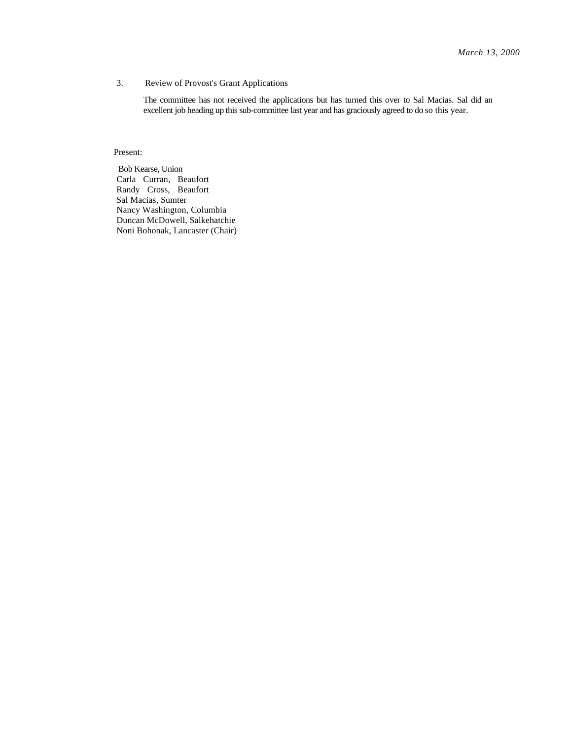*March 13, 2000*

3. Review of Provost's Grant Applications

   The committee has not received the applications but has turned this over to Sal Macias. Sal did an excellent job heading up this sub-committee last year and has graciously agreed to do so this year.

Present:

Bob Kearse, Union
Carla Curran, Beaufort
Randy Cross, Beaufort
Sal Macias, Sumter
Nancy Washington, Columbia
Duncan McDowell, Salkehatchie
Noni Bohonak, Lancaster (Chair)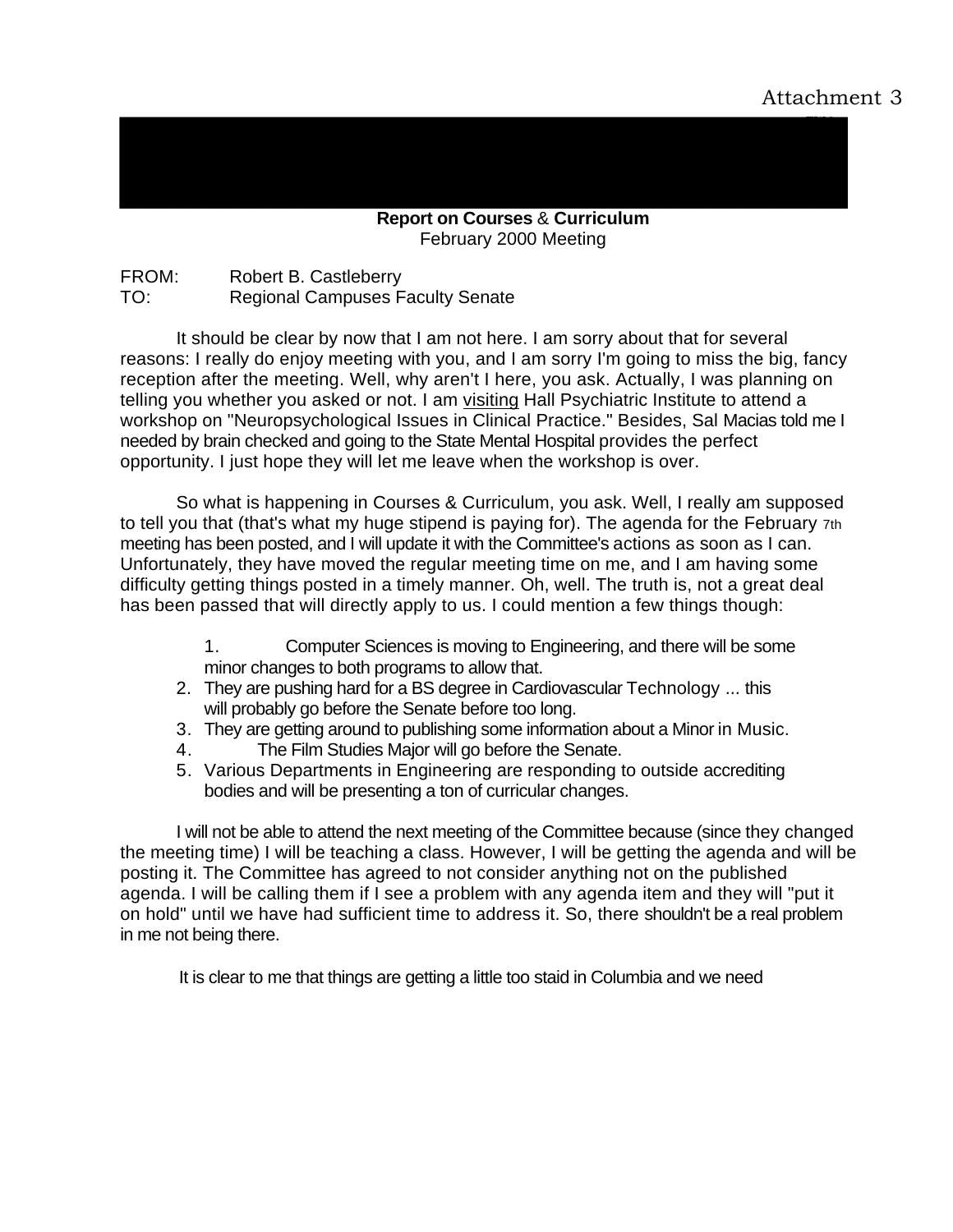Attachment 3

**Report on Courses** & **Curriculum**
February 2000 Meeting

FROM: Robert B. Castleberry
TO: Regional Campuses Faculty Senate

It should be clear by now that I am not here. I am sorry about that for several reasons: I really do enjoy meeting with you, and I am sorry I'm going to miss the big, fancy reception after the meeting. Well, why aren't I here, you ask. Actually, I was planning on telling you whether you asked or not. I am visiting Hall Psychiatric Institute to attend a workshop on "Neuropsychological Issues in Clinical Practice." Besides, Sal Macias told me I needed by brain checked and going to the State Mental Hospital provides the perfect opportunity. I just hope they will let me leave when the workshop is over.

So what is happening in Courses & Curriculum, you ask. Well, I really am supposed to tell you that (that's what my huge stipend is paying for). The agenda for the February 7th meeting has been posted, and I will update it with the Committee's actions as soon as I can. Unfortunately, they have moved the regular meeting time on me, and I am having some difficulty getting things posted in a timely manner. Oh, well. The truth is, not a great deal has been passed that will directly apply to us. I could mention a few things though:

1. Computer Sciences is moving to Engineering, and there will be some minor changes to both programs to allow that.
2. They are pushing hard for a BS degree in Cardiovascular Technology ... this will probably go before the Senate before too long.
3. They are getting around to publishing some information about a Minor in Music.
4. The Film Studies Major will go before the Senate.
5. Various Departments in Engineering are responding to outside accrediting bodies and will be presenting a ton of curricular changes.

I will not be able to attend the next meeting of the Committee because (since they changed the meeting time) I will be teaching a class. However, I will be getting the agenda and will be posting it. The Committee has agreed to not consider anything not on the published agenda. I will be calling them if I see a problem with any agenda item and they will "put it on hold" until we have had sufficient time to address it. So, there shouldn't be a real problem in me not being there.

It is clear to me that things are getting a little too staid in Columbia and we need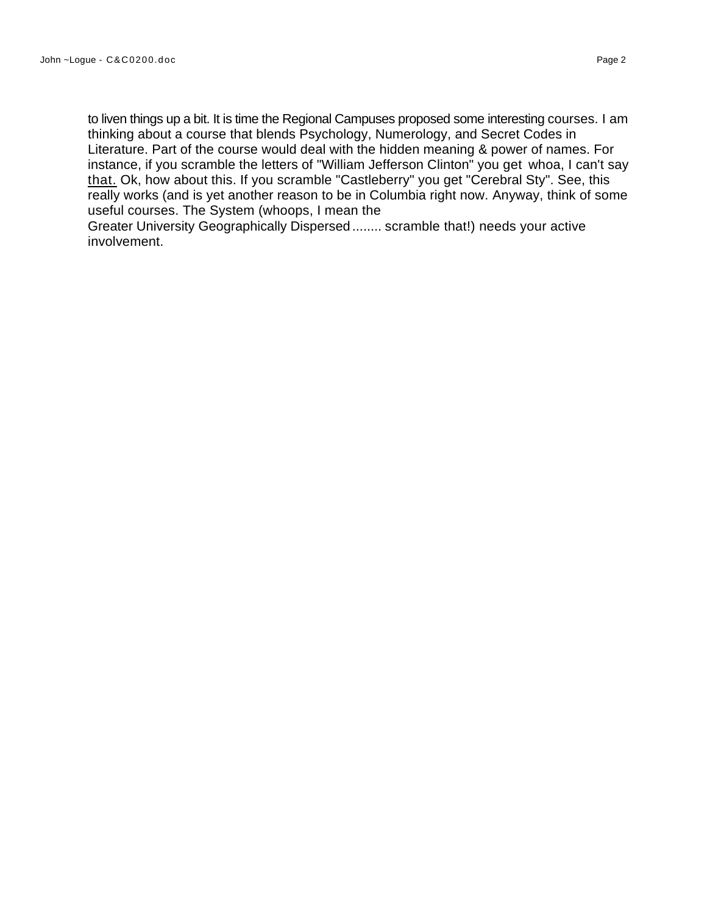to liven things up a bit. It is time the Regional Campuses proposed some interesting courses. I am thinking about a course that blends Psychology, Numerology, and Secret Codes in Literature. Part of the course would deal with the hidden meaning & power of names. For instance, if you scramble the letters of "William Jefferson Clinton" you get whoa, I can't say <u>that.</u> Ok, how about this. If you scramble "Castleberry" you get "Cerebral Sty". See, this really works (and is yet another reason to be in Columbia right now. Anyway, think of some useful courses. The System (whoops, I mean the Greater University Geographically Dispersed........ scramble that!) needs your active involvement.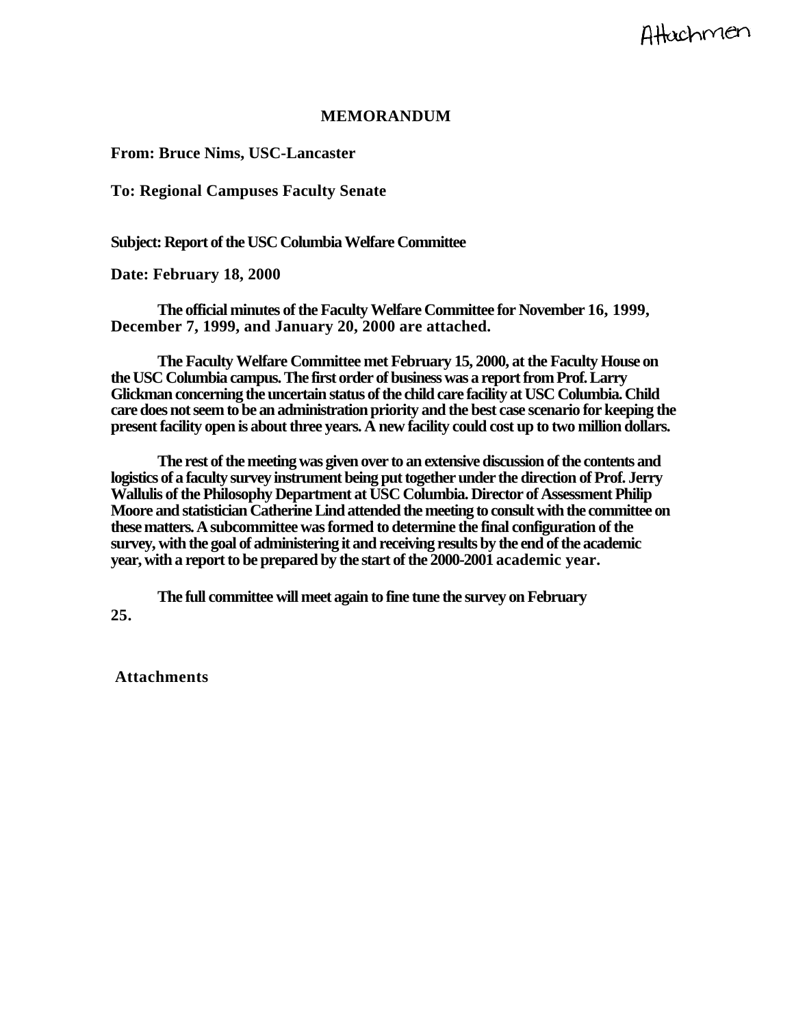Attachmen

# MEMORANDUM

**From: Bruce Nims, USC-Lancaster**

**To: Regional Campuses Faculty Senate**

**Subject: Report of the USC Columbia Welfare Committee**

**Date: February 18, 2000**

**The official minutes of the Faculty Welfare Committee for November 16, 1999, December 7, 1999, and January 20, 2000 are attached.**

**The Faculty Welfare Committee met February 15, 2000, at the Faculty House on the USC Columbia campus. The first order of business was a report from Prof. Larry Glickman concerning the uncertain status of the child care facility at USC Columbia. Child care does not seem to be an administration priority and the best case scenario for keeping the present facility open is about three years. A new facility could cost up to two million dollars.**

**The rest of the meeting was given over to an extensive discussion of the contents and logistics of a faculty survey instrument being put together under the direction of Prof. Jerry Wallulis of the Philosophy Department at USC Columbia. Director of Assessment Philip Moore and statistician Catherine Lind attended the meeting to consult with the committee on these matters. A subcommittee was formed to determine the final configuration of the survey, with the goal of administering it and receiving results by the end of the academic year, with a report to be prepared by the start of the 2000-2001 academic year.**

**The full committee will meet again to fine tune the survey on February 25.**

**Attachments**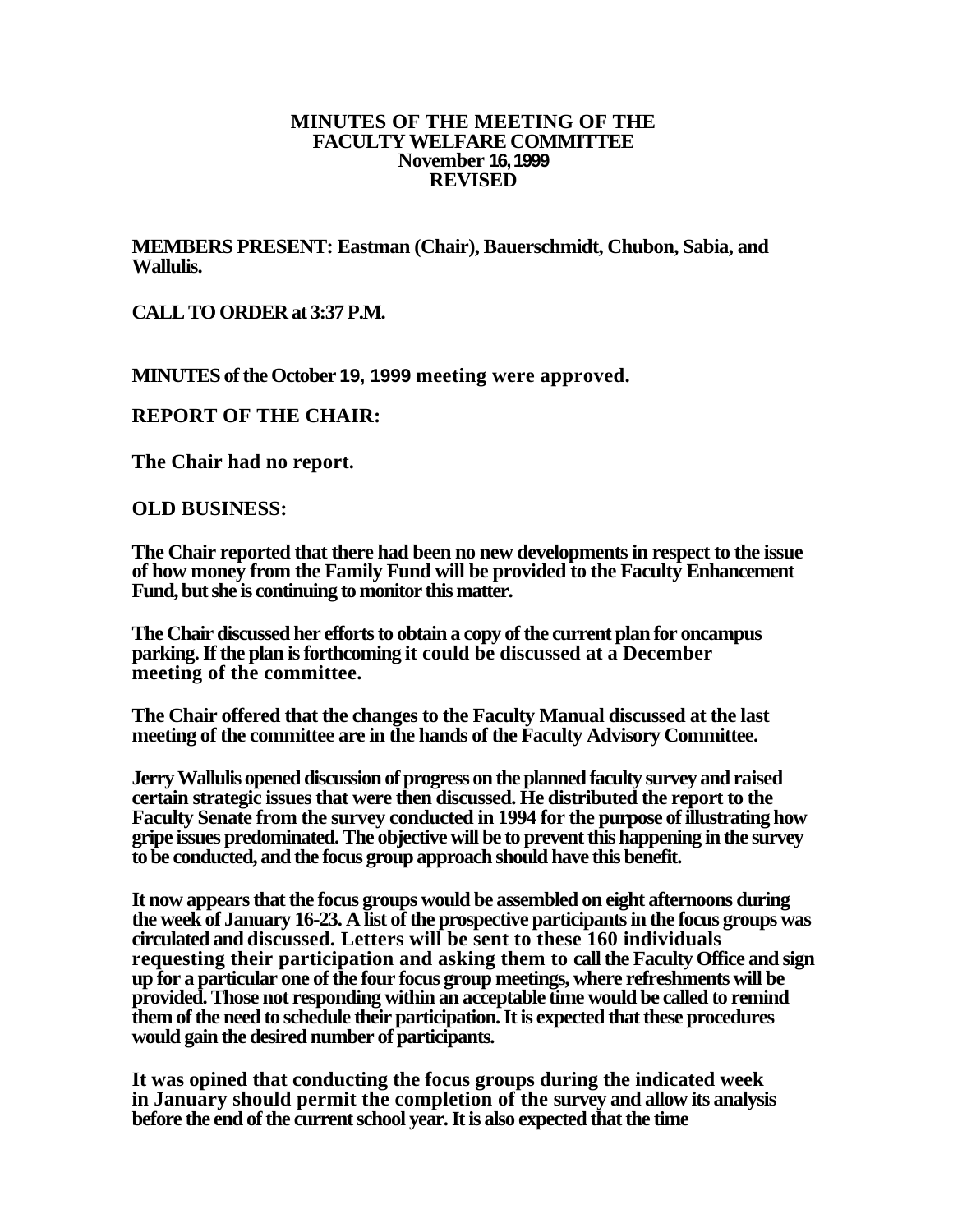**MINUTES OF THE MEETING OF THE FACULTY WELFARE COMMITTEE November 16, 1999 REVISED**

**MEMBERS PRESENT: Eastman (Chair), Bauerschmidt, Chubon, Sabia, and Wallulis.**

**CALL TO ORDER at 3:37 P.M.**

**MINUTES of the October 19, 1999 meeting were approved.**

**REPORT OF THE CHAIR:**

**The Chair had no report.**

**OLD BUSINESS:**

**The Chair reported that there had been no new developments in respect to the issue of how money from the Family Fund will be provided to the Faculty Enhancement Fund, but she is continuing to monitor this matter.**

**The Chair discussed her efforts to obtain a copy of the current plan for oncampus parking. If the plan is forthcoming it could be discussed at a December meeting of the committee.**

**The Chair offered that the changes to the Faculty Manual discussed at the last meeting of the committee are in the hands of the Faculty Advisory Committee.**

**Jerry Wallulis opened discussion of progress on the planned faculty survey and raised certain strategic issues that were then discussed. He distributed the report to the Faculty Senate from the survey conducted in 1994 for the purpose of illustrating how gripe issues predominated. The objective will be to prevent this happening in the survey to be conducted, and the focus group approach should have this benefit.**

**It now appears that the focus groups would be assembled on eight afternoons during the week of January 16-23. A list of the prospective participants in the focus groups was circulated and discussed. Letters will be sent to these 160 individuals requesting their participation and asking them to call the Faculty Office and sign up for a particular one of the four focus group meetings, where refreshments will be provided. Those not responding within an acceptable time would be called to remind them of the need to schedule their participation. It is expected that these procedures would gain the desired number of participants.**

**It was opined that conducting the focus groups during the indicated week in January should permit the completion of the survey and allow its analysis before the end of the current school year. It is also expected that the time**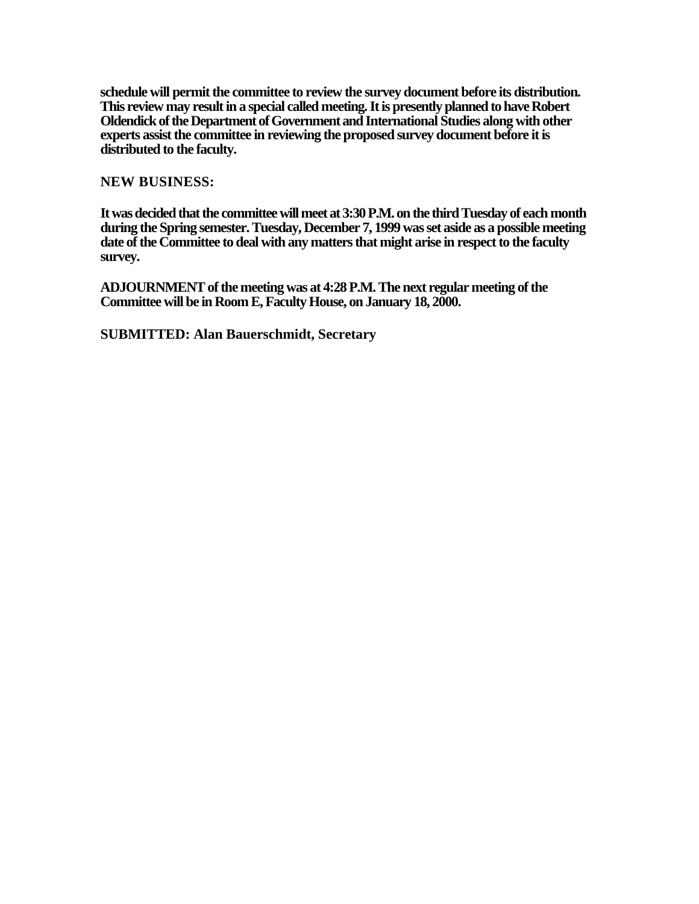**schedule will permit the committee to review the survey document before its distribution. This review may result in a special called meeting. It is presently planned to have Robert Oldendick of the Department of Government and International Studies along with other experts assist the committee in reviewing the proposed survey document before it is distributed to the faculty.**

## NEW BUSINESS:

**It was decided that the committee will meet at 3:30 P.M. on the third Tuesday of each month during the Spring semester. Tuesday, December 7, 1999 was set aside as a possible meeting date of the Committee to deal with any matters that might arise in respect to the faculty survey.**

**ADJOURNMENT of the meeting was at 4:28 P.M. The next regular meeting of the Committee will be in Room E, Faculty House, on January 18, 2000.**

**SUBMITTED: Alan Bauerschmidt, Secretary**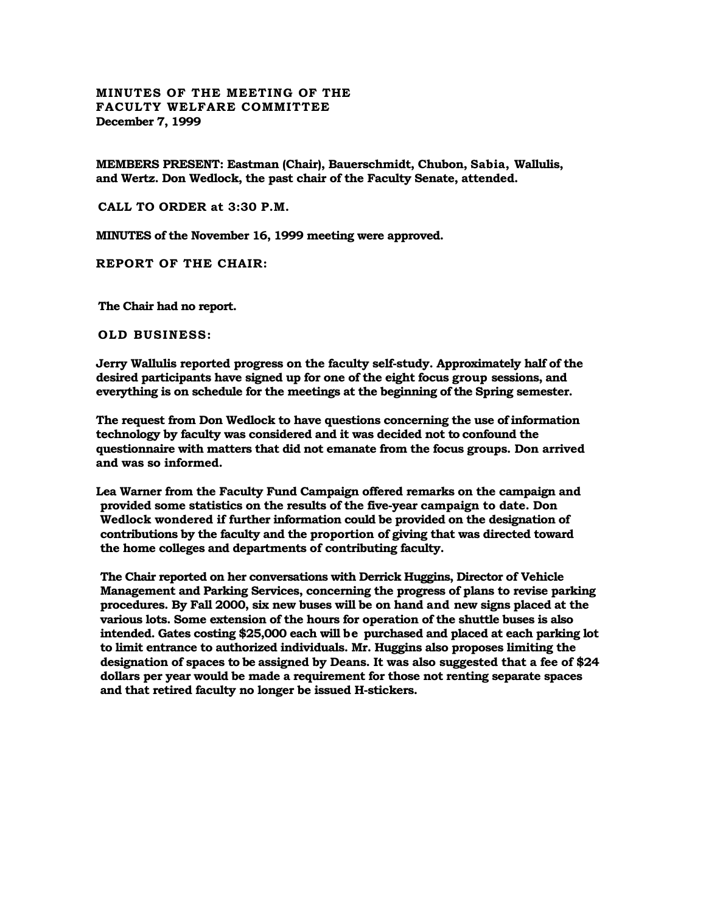# MINUTES OF THE MEETING OF THE FACULTY WELFARE COMMITTEE

**December 7, 1999**

**MEMBERS PRESENT: Eastman (Chair), Bauerschmidt, Chubon, Sabia, Wallulis, and Wertz. Don Wedlock, the past chair of the Faculty Senate, attended.**

**CALL TO ORDER at 3:30 P.M.**

**MINUTES of the November 16, 1999 meeting were approved.**

**REPORT OF THE CHAIR:**

**The Chair had no report.**

**OLD BUSINESS:**

**Jerry Wallulis reported progress on the faculty self-study. Approximately half of the desired participants have signed up for one of the eight focus group sessions, and everything is on schedule for the meetings at the beginning of the Spring semester.**

**The request from Don Wedlock to have questions concerning the use of information technology by faculty was considered and it was decided not to confound the questionnaire with matters that did not emanate from the focus groups. Don arrived and was so informed.**

**Lea Warner from the Faculty Fund Campaign offered remarks on the campaign and provided some statistics on the results of the five-year campaign to date. Don Wedlock wondered if further information could be provided on the designation of contributions by the faculty and the proportion of giving that was directed toward the home colleges and departments of contributing faculty.**

**The Chair reported on her conversations with Derrick Huggins, Director of Vehicle Management and Parking Services, concerning the progress of plans to revise parking procedures. By Fall 2000, six new buses will be on hand and new signs placed at the various lots. Some extension of the hours for operation of the shuttle buses is also intended. Gates costing $25,000 each will be purchased and placed at each parking lot to limit entrance to authorized individuals. Mr. Huggins also proposes limiting the designation of spaces to be assigned by Deans. It was also suggested that a fee of $24 dollars per year would be made a requirement for those not renting separate spaces and that retired faculty no longer be issued H-stickers.**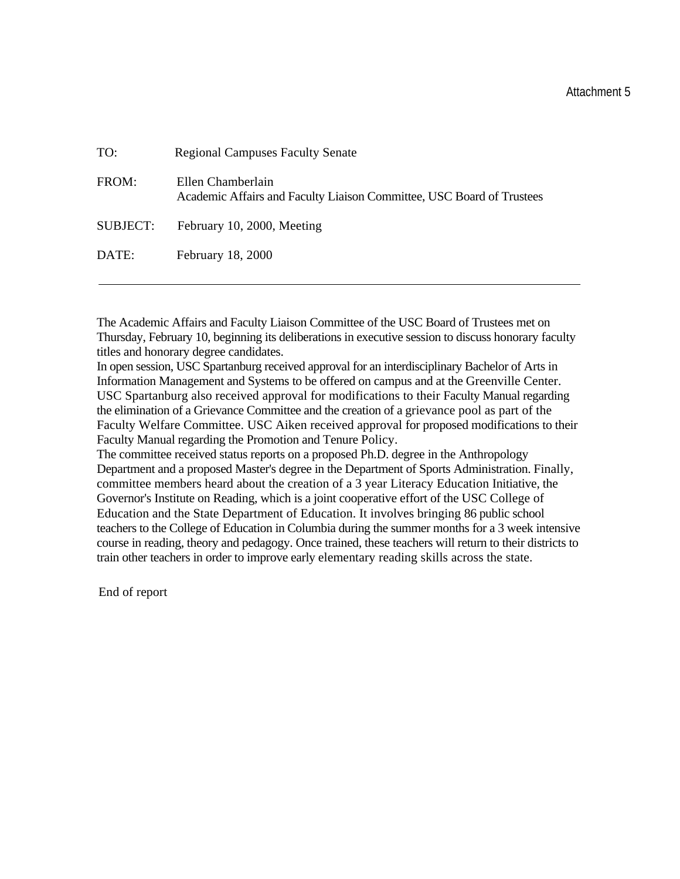Attachment 5

TO: Regional Campuses Faculty Senate

FROM: Ellen Chamberlain
Academic Affairs and Faculty Liaison Committee, USC Board of Trustees

SUBJECT: February 10, 2000, Meeting

DATE: February 18, 2000

---

The Academic Affairs and Faculty Liaison Committee of the USC Board of Trustees met on Thursday, February 10, beginning its deliberations in executive session to discuss honorary faculty titles and honorary degree candidates.

In open session, USC Spartanburg received approval for an interdisciplinary Bachelor of Arts in Information Management and Systems to be offered on campus and at the Greenville Center. USC Spartanburg also received approval for modifications to their Faculty Manual regarding the elimination of a Grievance Committee and the creation of a grievance pool as part of the Faculty Welfare Committee. USC Aiken received approval for proposed modifications to their Faculty Manual regarding the Promotion and Tenure Policy.

The committee received status reports on a proposed Ph.D. degree in the Anthropology Department and a proposed Master's degree in the Department of Sports Administration. Finally, committee members heard about the creation of a 3 year Literacy Education Initiative, the Governor's Institute on Reading, which is a joint cooperative effort of the USC College of Education and the State Department of Education. It involves bringing 86 public school teachers to the College of Education in Columbia during the summer months for a 3 week intensive course in reading, theory and pedagogy. Once trained, these teachers will return to their districts to train other teachers in order to improve early elementary reading skills across the state.

End of report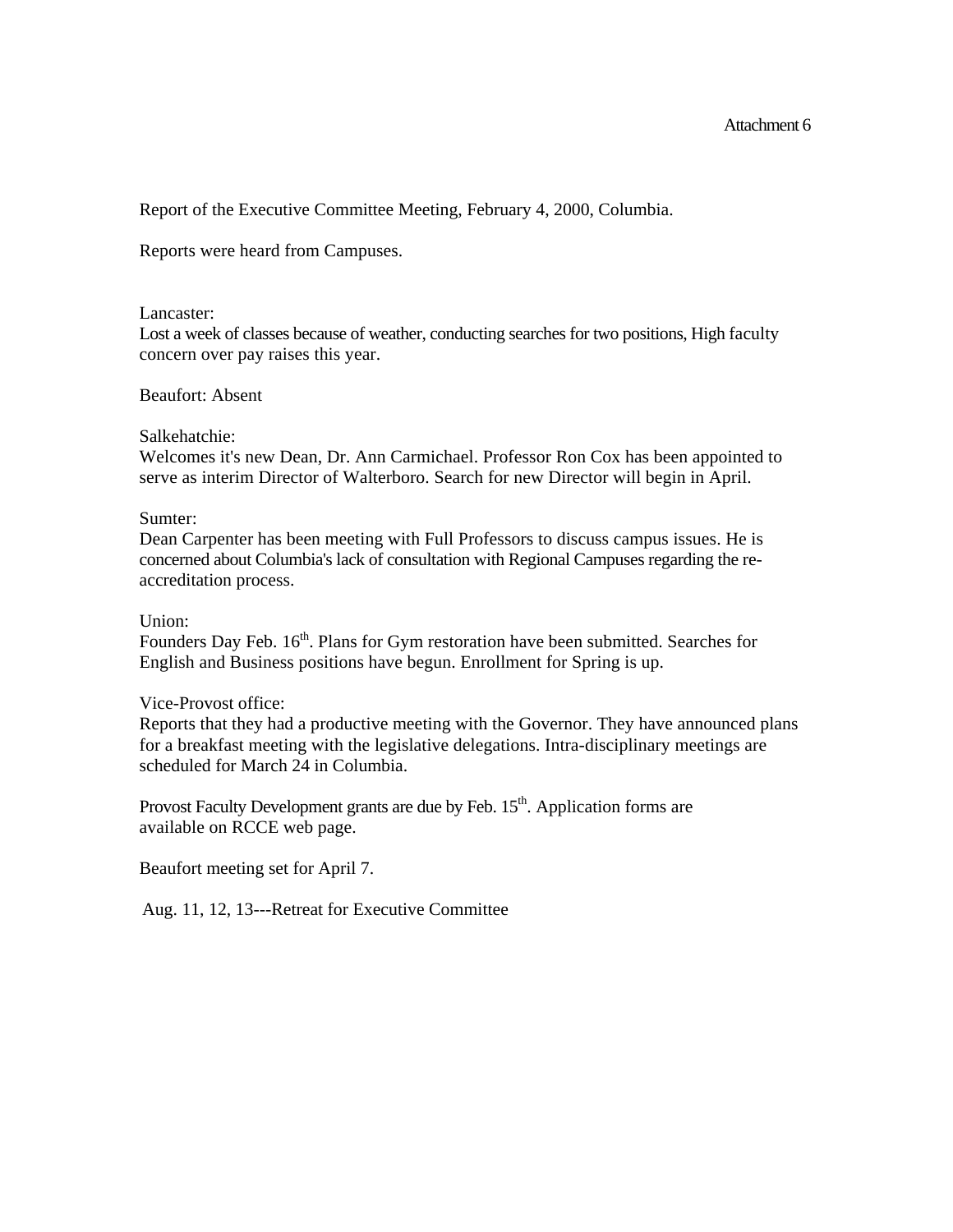Attachment 6

Report of the Executive Committee Meeting, February 4, 2000, Columbia.

Reports were heard from Campuses.

Lancaster:
Lost a week of classes because of weather, conducting searches for two positions, High faculty concern over pay raises this year.

Beaufort: Absent

Salkehatchie:
Welcomes it's new Dean, Dr. Ann Carmichael. Professor Ron Cox has been appointed to serve as interim Director of Walterboro. Search for new Director will begin in April.

Sumter:
Dean Carpenter has been meeting with Full Professors to discuss campus issues. He is concerned about Columbia's lack of consultation with Regional Campuses regarding the re-accreditation process.

Union:
Founders Day Feb. 16th. Plans for Gym restoration have been submitted. Searches for English and Business positions have begun. Enrollment for Spring is up.

Vice-Provost office:
Reports that they had a productive meeting with the Governor. They have announced plans for a breakfast meeting with the legislative delegations. Intra-disciplinary meetings are scheduled for March 24 in Columbia.

Provost Faculty Development grants are due by Feb. 15th. Application forms are available on RCCE web page.

Beaufort meeting set for April 7.

Aug. 11, 12, 13---Retreat for Executive Committee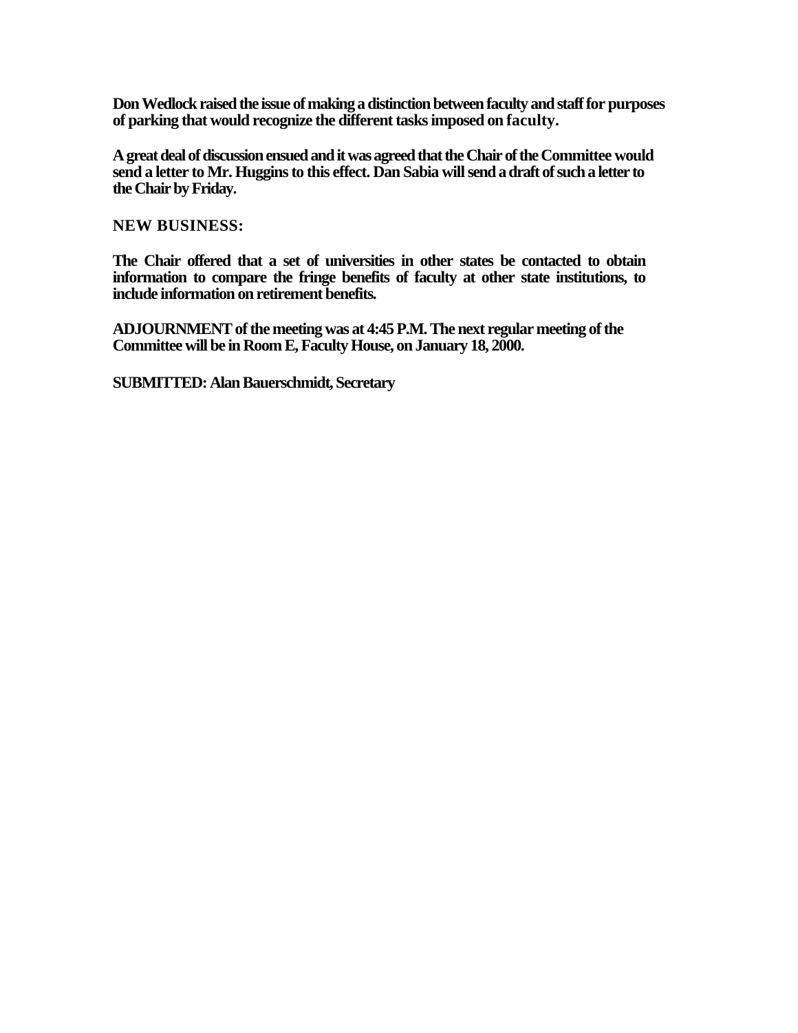**Don Wedlock raised the issue of making a distinction between faculty and staff for purposes of parking that would recognize the different tasks imposed on faculty.**

**A great deal of discussion ensued and it was agreed that the Chair of the Committee would send a letter to Mr. Huggins to this effect. Dan Sabia will send a draft of such a letter to the Chair by Friday.**

**NEW BUSINESS:**

**The Chair offered that a set of universities in other states be contacted to obtain information to compare the fringe benefits of faculty at other state institutions, to include information on retirement benefits.**

**ADJOURNMENT of the meeting was at 4:45 P.M. The next regular meeting of the Committee will be in Room E, Faculty House, on January 18, 2000.**

**SUBMITTED: Alan Bauerschmidt, Secretary**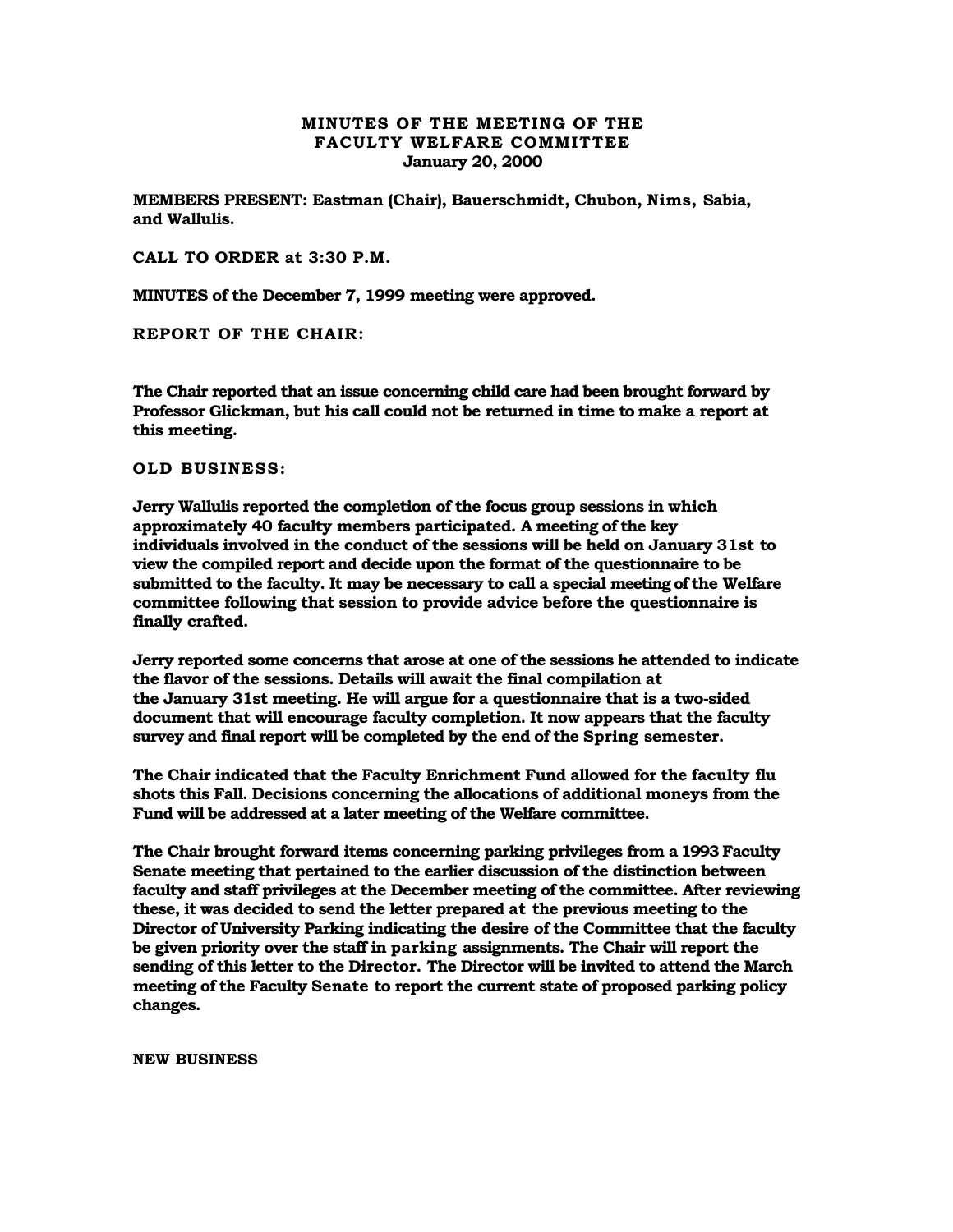## MINUTES OF THE MEETING OF THE FACULTY WELFARE COMMITTEE
### January 20, 2000

**MEMBERS PRESENT: Eastman (Chair), Bauerschmidt, Chubon, Nims, Sabia, and Wallulis.**

**CALL TO ORDER at 3:30 P.M.**

**MINUTES of the December 7, 1999 meeting were approved.**

**REPORT OF THE CHAIR:**

**The Chair reported that an issue concerning child care had been brought forward by Professor Glickman, but his call could not be returned in time to make a report at this meeting.**

**OLD BUSINESS:**

**Jerry Wallulis reported the completion of the focus group sessions in which approximately 40 faculty members participated. A meeting of the key individuals involved in the conduct of the sessions will be held on January 31st to view the compiled report and decide upon the format of the questionnaire to be submitted to the faculty. It may be necessary to call a special meeting of the Welfare committee following that session to provide advice before the questionnaire is finally crafted.**

**Jerry reported some concerns that arose at one of the sessions he attended to indicate the flavor of the sessions. Details will await the final compilation at the January 31st meeting. He will argue for a questionnaire that is a two-sided document that will encourage faculty completion. It now appears that the faculty survey and final report will be completed by the end of the Spring semester.**

**The Chair indicated that the Faculty Enrichment Fund allowed for the faculty flu shots this Fall. Decisions concerning the allocations of additional moneys from the Fund will be addressed at a later meeting of the Welfare committee.**

**The Chair brought forward items concerning parking privileges from a 1993 Faculty Senate meeting that pertained to the earlier discussion of the distinction between faculty and staff privileges at the December meeting of the committee. After reviewing these, it was decided to send the letter prepared at the previous meeting to the Director of University Parking indicating the desire of the Committee that the faculty be given priority over the staff in parking assignments. The Chair will report the sending of this letter to the Director. The Director will be invited to attend the March meeting of the Faculty Senate to report the current state of proposed parking policy changes.**

**NEW BUSINESS**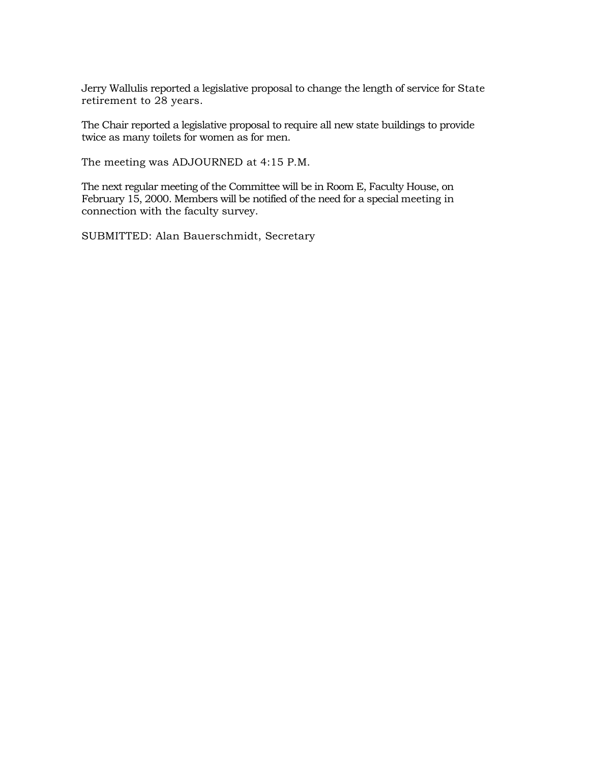Jerry Wallulis reported a legislative proposal to change the length of service for State retirement to 28 years.

The Chair reported a legislative proposal to require all new state buildings to provide twice as many toilets for women as for men.

The meeting was ADJOURNED at 4:15 P.M.

The next regular meeting of the Committee will be in Room E, Faculty House, on February 15, 2000. Members will be notified of the need for a special meeting in connection with the faculty survey.

SUBMITTED: Alan Bauerschmidt, Secretary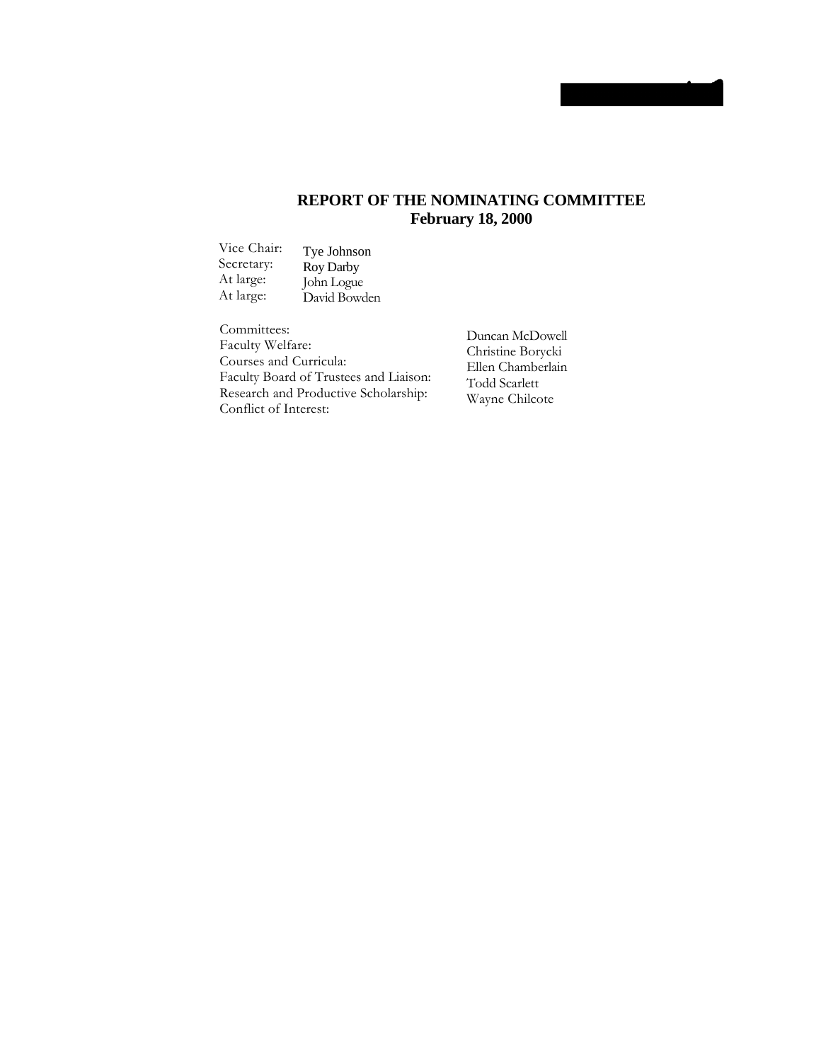## REPORT OF THE NOMINATING COMMITTEE
## February 18, 2000

| | |
|---|---|
| Vice Chair: | Tye Johnson |
| Secretary: | Roy Darby |
| At large: | John Logue |
| At large: | David Bowden |

Committees:

| | |
|---|---|
| Faculty Welfare: | Duncan McDowell |
| Courses and Curricula: | Christine Borycki |
| Faculty Board of Trustees and Liaison: | Ellen Chamberlain |
| Research and Productive Scholarship: | Todd Scarlett |
| Conflict of Interest: | Wayne Chilcote |